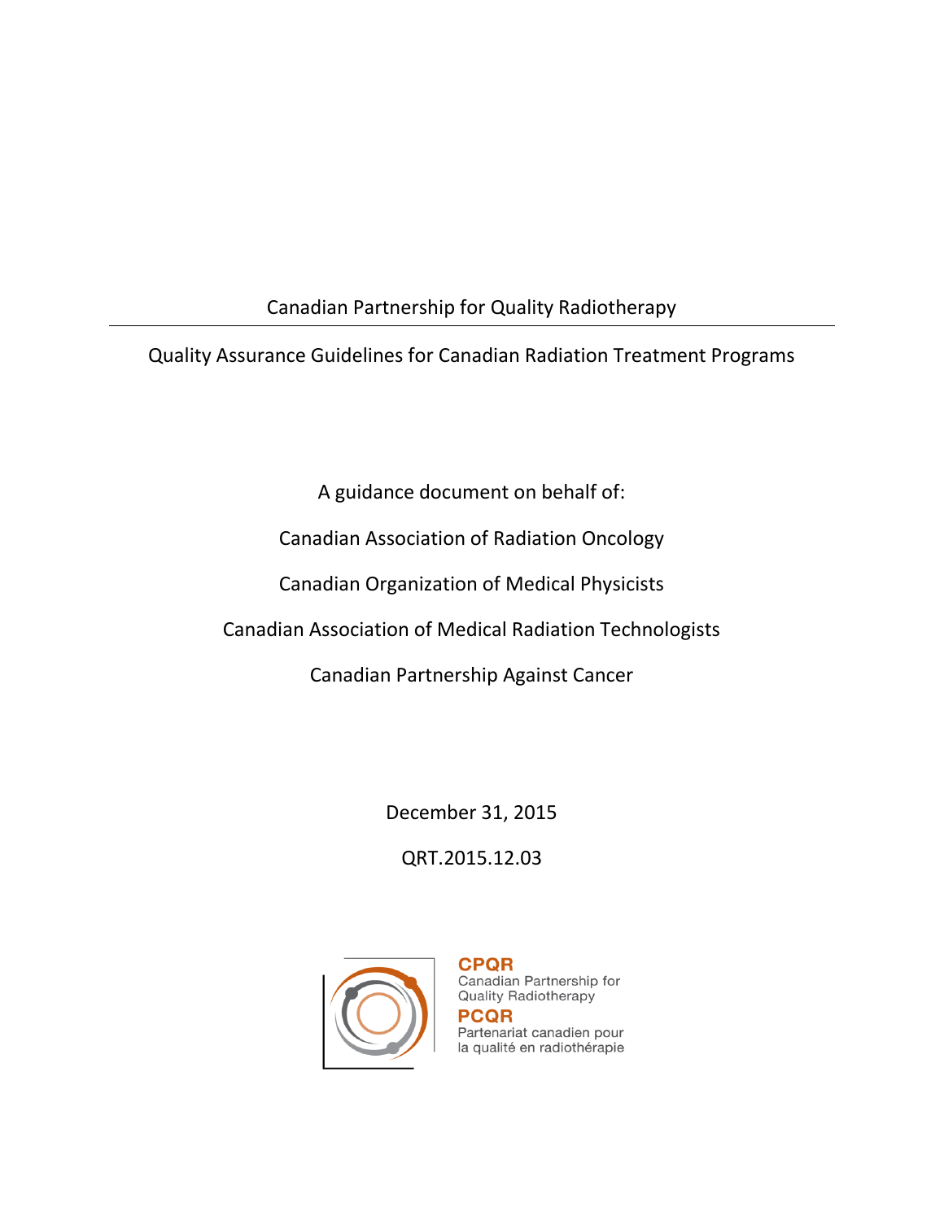Canadian Partnership for Quality Radiotherapy

---

# Quality Assurance Guidelines for Canadian Radiation Treatment Programs

A guidance document on behalf of:

Canadian Association of Radiation Oncology

Canadian Organization of Medical Physicists

Canadian Association of Medical Radiation Technologists

Canadian Partnership Against Cancer

December 31, 2015

QRT.2015.12.03

**CPQR**
Canadian Partnership for Quality Radiotherapy

**PCQR**
Partenariat canadien pour la qualité en radiothérapie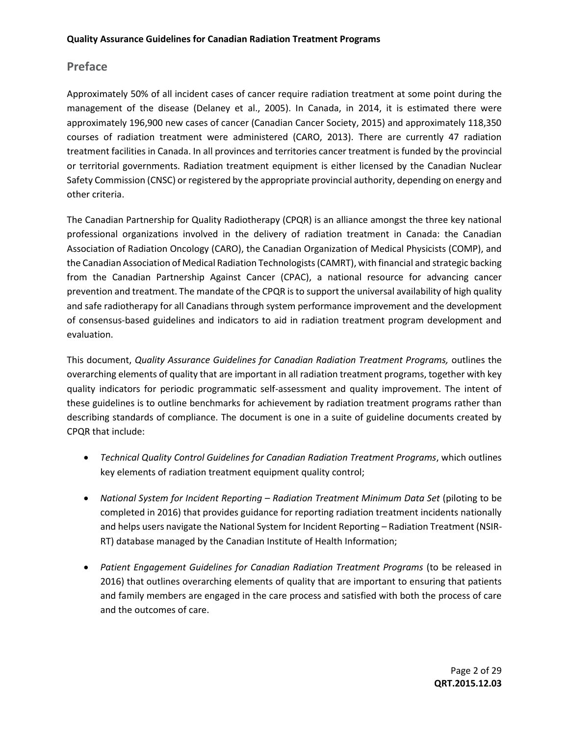## Preface

Approximately 50% of all incident cases of cancer require radiation treatment at some point during the management of the disease (Delaney et al., 2005). In Canada, in 2014, it is estimated there were approximately 196,900 new cases of cancer (Canadian Cancer Society, 2015) and approximately 118,350 courses of radiation treatment were administered (CARO, 2013). There are currently 47 radiation treatment facilities in Canada. In all provinces and territories cancer treatment is funded by the provincial or territorial governments. Radiation treatment equipment is either licensed by the Canadian Nuclear Safety Commission (CNSC) or registered by the appropriate provincial authority, depending on energy and other criteria.

The Canadian Partnership for Quality Radiotherapy (CPQR) is an alliance amongst the three key national professional organizations involved in the delivery of radiation treatment in Canada: the Canadian Association of Radiation Oncology (CARO), the Canadian Organization of Medical Physicists (COMP), and the Canadian Association of Medical Radiation Technologists (CAMRT), with financial and strategic backing from the Canadian Partnership Against Cancer (CPAC), a national resource for advancing cancer prevention and treatment. The mandate of the CPQR is to support the universal availability of high quality and safe radiotherapy for all Canadians through system performance improvement and the development of consensus-based guidelines and indicators to aid in radiation treatment program development and evaluation.

This document, *Quality Assurance Guidelines for Canadian Radiation Treatment Programs,* outlines the overarching elements of quality that are important in all radiation treatment programs, together with key quality indicators for periodic programmatic self-assessment and quality improvement. The intent of these guidelines is to outline benchmarks for achievement by radiation treatment programs rather than describing standards of compliance. The document is one in a suite of guideline documents created by CPQR that include:

- *Technical Quality Control Guidelines for Canadian Radiation Treatment Programs*, which outlines key elements of radiation treatment equipment quality control;
- *National System for Incident Reporting – Radiation Treatment Minimum Data Set* (piloting to be completed in 2016) that provides guidance for reporting radiation treatment incidents nationally and helps users navigate the National System for Incident Reporting – Radiation Treatment (NSIR-RT) database managed by the Canadian Institute of Health Information;
- *Patient Engagement Guidelines for Canadian Radiation Treatment Programs* (to be released in 2016) that outlines overarching elements of quality that are important to ensuring that patients and family members are engaged in the care process and satisfied with both the process of care and the outcomes of care.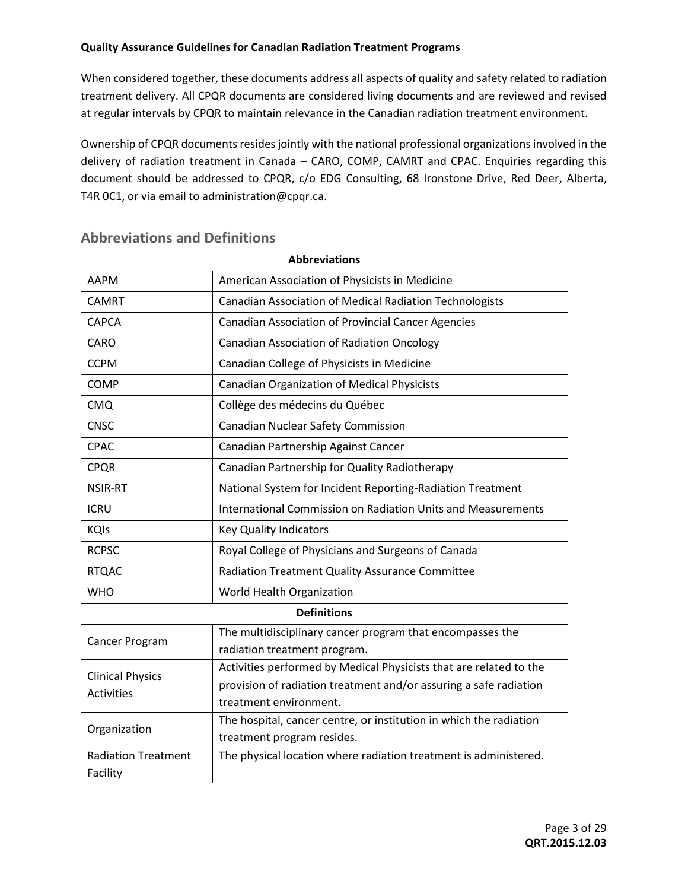When considered together, these documents address all aspects of quality and safety related to radiation treatment delivery. All CPQR documents are considered living documents and are reviewed and revised at regular intervals by CPQR to maintain relevance in the Canadian radiation treatment environment.

Ownership of CPQR documents resides jointly with the national professional organizations involved in the delivery of radiation treatment in Canada – CARO, COMP, CAMRT and CPAC. Enquiries regarding this document should be addressed to CPQR, c/o EDG Consulting, 68 Ironstone Drive, Red Deer, Alberta, T4R 0C1, or via email to administration@cpqr.ca.

## Abbreviations and Definitions

| **Abbreviations** | |
|---|---|
| AAPM | American Association of Physicists in Medicine |
| CAMRT | Canadian Association of Medical Radiation Technologists |
| CAPCA | Canadian Association of Provincial Cancer Agencies |
| CARO | Canadian Association of Radiation Oncology |
| CCPM | Canadian College of Physicists in Medicine |
| COMP | Canadian Organization of Medical Physicists |
| CMQ | Collège des médecins du Québec |
| CNSC | Canadian Nuclear Safety Commission |
| CPAC | Canadian Partnership Against Cancer |
| CPQR | Canadian Partnership for Quality Radiotherapy |
| NSIR-RT | National System for Incident Reporting-Radiation Treatment |
| ICRU | International Commission on Radiation Units and Measurements |
| KQIs | Key Quality Indicators |
| RCPSC | Royal College of Physicians and Surgeons of Canada |
| RTQAC | Radiation Treatment Quality Assurance Committee |
| WHO | World Health Organization |
| **Definitions** | |
| Cancer Program | The multidisciplinary cancer program that encompasses the radiation treatment program. |
| Clinical Physics Activities | Activities performed by Medical Physicists that are related to the provision of radiation treatment and/or assuring a safe radiation treatment environment. |
| Organization | The hospital, cancer centre, or institution in which the radiation treatment program resides. |
| Radiation Treatment Facility | The physical location where radiation treatment is administered. |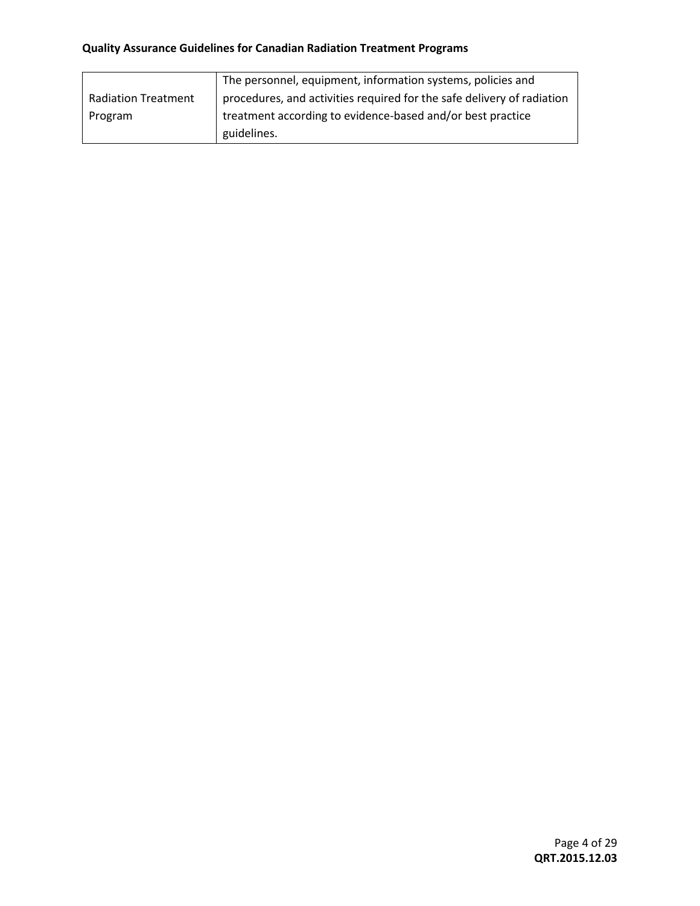| | |
|---|---|
| Radiation Treatment Program | The personnel, equipment, information systems, policies and procedures, and activities required for the safe delivery of radiation treatment according to evidence-based and/or best practice guidelines. |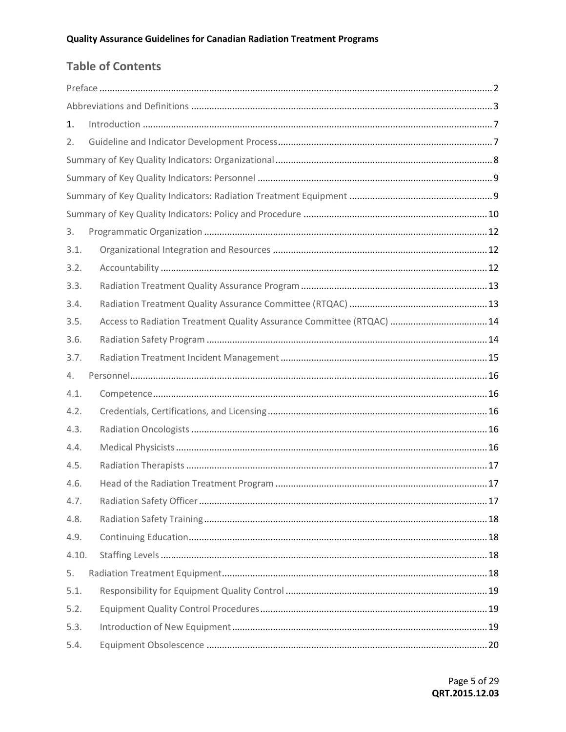## Table of Contents

Preface ........ 2
Abbreviations and Definitions ........ 3
1. Introduction ........ 7
2. Guideline and Indicator Development Process ........ 7
Summary of Key Quality Indicators: Organizational ........ 8
Summary of Key Quality Indicators: Personnel ........ 9
Summary of Key Quality Indicators: Radiation Treatment Equipment ........ 9
Summary of Key Quality Indicators: Policy and Procedure ........ 10
3. Programmatic Organization ........ 12
3.1. Organizational Integration and Resources ........ 12
3.2. Accountability ........ 12
3.3. Radiation Treatment Quality Assurance Program ........ 13
3.4. Radiation Treatment Quality Assurance Committee (RTQAC) ........ 13
3.5. Access to Radiation Treatment Quality Assurance Committee (RTQAC) ........ 14
3.6. Radiation Safety Program ........ 14
3.7. Radiation Treatment Incident Management ........ 15
4. Personnel ........ 16
4.1. Competence ........ 16
4.2. Credentials, Certifications, and Licensing ........ 16
4.3. Radiation Oncologists ........ 16
4.4. Medical Physicists ........ 16
4.5. Radiation Therapists ........ 17
4.6. Head of the Radiation Treatment Program ........ 17
4.7. Radiation Safety Officer ........ 17
4.8. Radiation Safety Training ........ 18
4.9. Continuing Education ........ 18
4.10. Staffing Levels ........ 18
5. Radiation Treatment Equipment ........ 18
5.1. Responsibility for Equipment Quality Control ........ 19
5.2. Equipment Quality Control Procedures ........ 19
5.3. Introduction of New Equipment ........ 19
5.4. Equipment Obsolescence ........ 20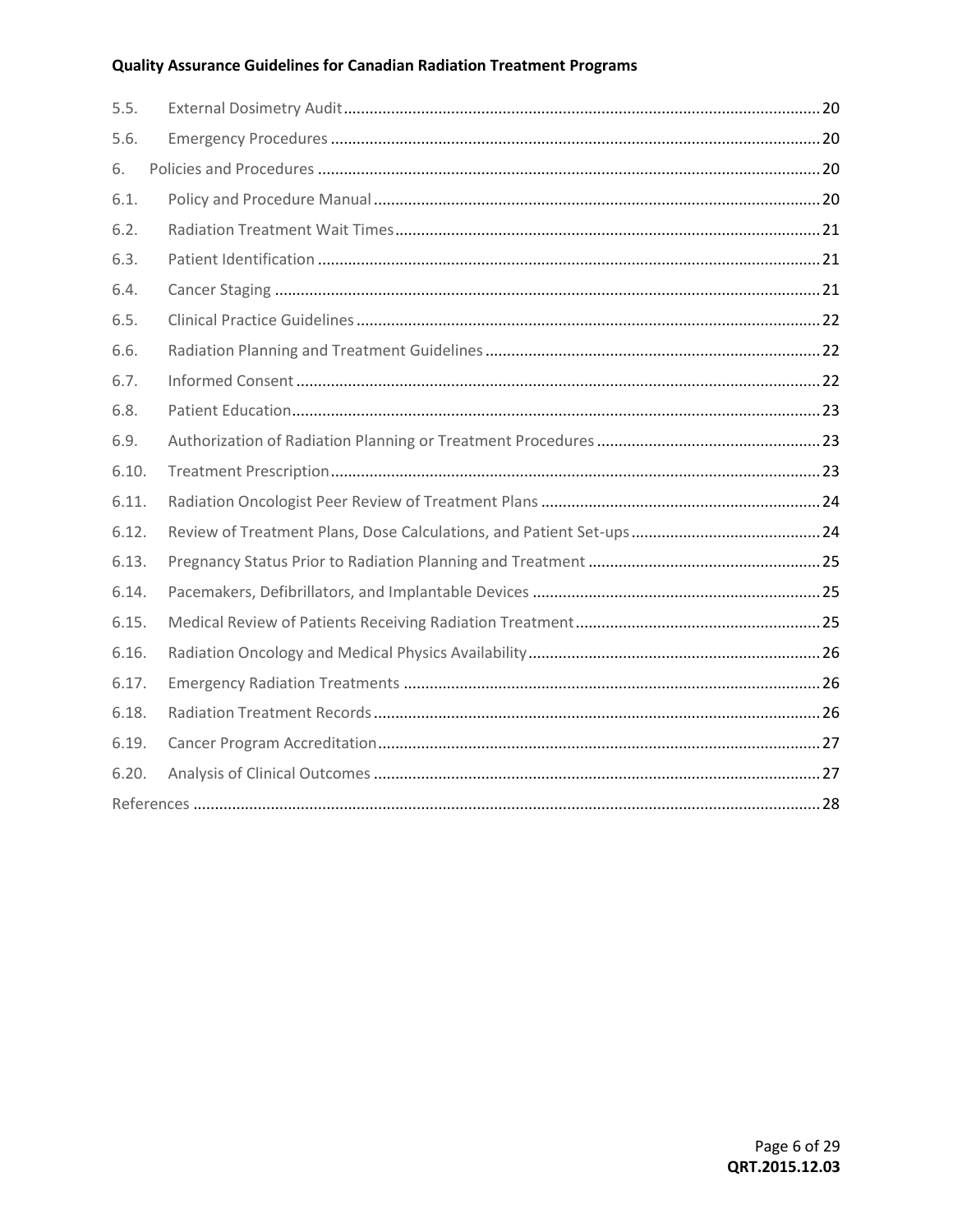| | | |
|---|---|---|
| 5.5. | External Dosimetry Audit | 20 |
| 5.6. | Emergency Procedures | 20 |
| 6. | Policies and Procedures | 20 |
| 6.1. | Policy and Procedure Manual | 20 |
| 6.2. | Radiation Treatment Wait Times | 21 |
| 6.3. | Patient Identification | 21 |
| 6.4. | Cancer Staging | 21 |
| 6.5. | Clinical Practice Guidelines | 22 |
| 6.6. | Radiation Planning and Treatment Guidelines | 22 |
| 6.7. | Informed Consent | 22 |
| 6.8. | Patient Education | 23 |
| 6.9. | Authorization of Radiation Planning or Treatment Procedures | 23 |
| 6.10. | Treatment Prescription | 23 |
| 6.11. | Radiation Oncologist Peer Review of Treatment Plans | 24 |
| 6.12. | Review of Treatment Plans, Dose Calculations, and Patient Set-ups | 24 |
| 6.13. | Pregnancy Status Prior to Radiation Planning and Treatment | 25 |
| 6.14. | Pacemakers, Defibrillators, and Implantable Devices | 25 |
| 6.15. | Medical Review of Patients Receiving Radiation Treatment | 25 |
| 6.16. | Radiation Oncology and Medical Physics Availability | 26 |
| 6.17. | Emergency Radiation Treatments | 26 |
| 6.18. | Radiation Treatment Records | 26 |
| 6.19. | Cancer Program Accreditation | 27 |
| 6.20. | Analysis of Clinical Outcomes | 27 |
| | References | 28 |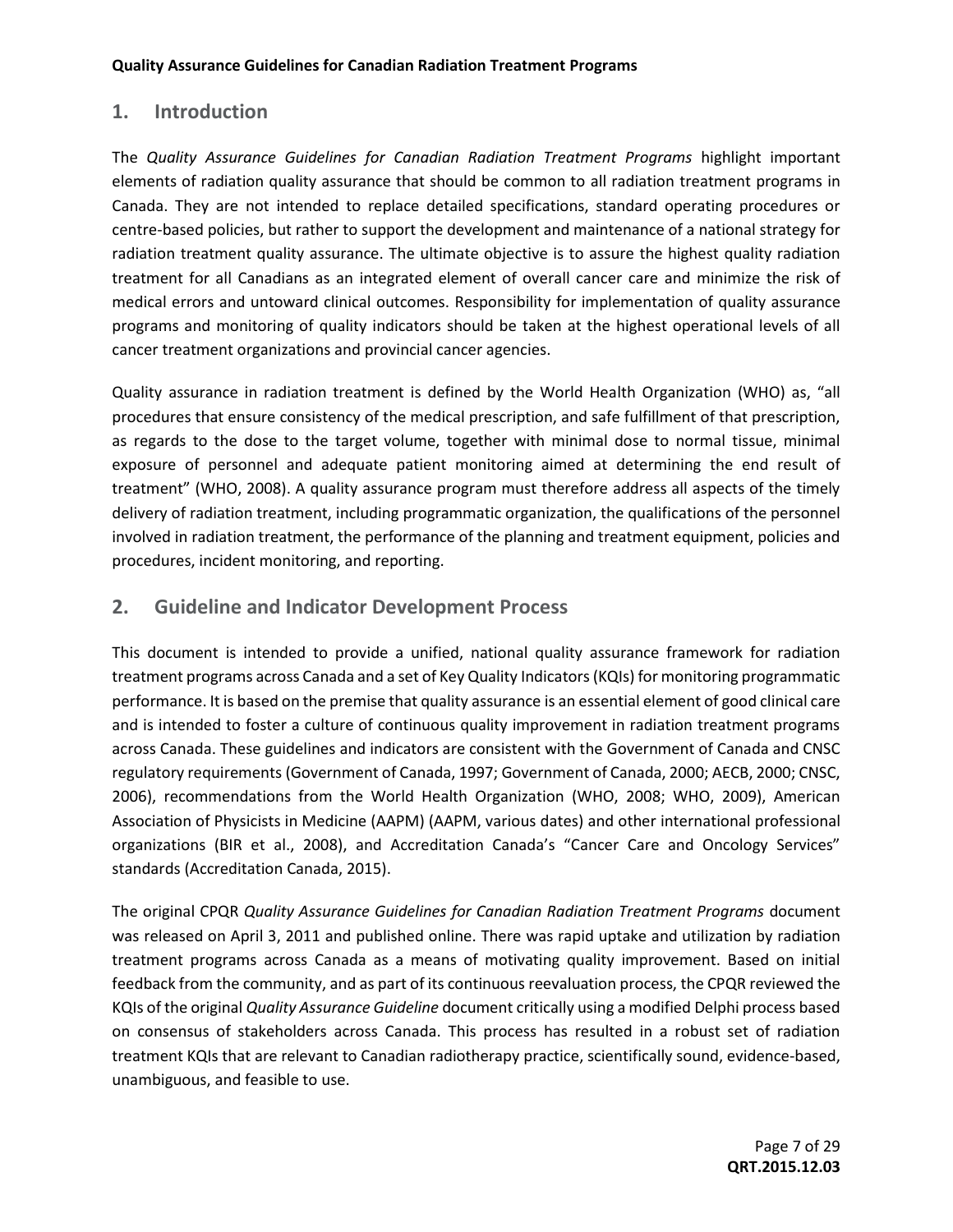## 1. Introduction

The *Quality Assurance Guidelines for Canadian Radiation Treatment Programs* highlight important elements of radiation quality assurance that should be common to all radiation treatment programs in Canada. They are not intended to replace detailed specifications, standard operating procedures or centre-based policies, but rather to support the development and maintenance of a national strategy for radiation treatment quality assurance. The ultimate objective is to assure the highest quality radiation treatment for all Canadians as an integrated element of overall cancer care and minimize the risk of medical errors and untoward clinical outcomes. Responsibility for implementation of quality assurance programs and monitoring of quality indicators should be taken at the highest operational levels of all cancer treatment organizations and provincial cancer agencies.

Quality assurance in radiation treatment is defined by the World Health Organization (WHO) as, "all procedures that ensure consistency of the medical prescription, and safe fulfillment of that prescription, as regards to the dose to the target volume, together with minimal dose to normal tissue, minimal exposure of personnel and adequate patient monitoring aimed at determining the end result of treatment" (WHO, 2008). A quality assurance program must therefore address all aspects of the timely delivery of radiation treatment, including programmatic organization, the qualifications of the personnel involved in radiation treatment, the performance of the planning and treatment equipment, policies and procedures, incident monitoring, and reporting.

## 2. Guideline and Indicator Development Process

This document is intended to provide a unified, national quality assurance framework for radiation treatment programs across Canada and a set of Key Quality Indicators (KQIs) for monitoring programmatic performance. It is based on the premise that quality assurance is an essential element of good clinical care and is intended to foster a culture of continuous quality improvement in radiation treatment programs across Canada. These guidelines and indicators are consistent with the Government of Canada and CNSC regulatory requirements (Government of Canada, 1997; Government of Canada, 2000; AECB, 2000; CNSC, 2006), recommendations from the World Health Organization (WHO, 2008; WHO, 2009), American Association of Physicists in Medicine (AAPM) (AAPM, various dates) and other international professional organizations (BIR et al., 2008), and Accreditation Canada's "Cancer Care and Oncology Services" standards (Accreditation Canada, 2015).

The original CPQR *Quality Assurance Guidelines for Canadian Radiation Treatment Programs* document was released on April 3, 2011 and published online. There was rapid uptake and utilization by radiation treatment programs across Canada as a means of motivating quality improvement. Based on initial feedback from the community, and as part of its continuous reevaluation process, the CPQR reviewed the KQIs of the original *Quality Assurance Guideline* document critically using a modified Delphi process based on consensus of stakeholders across Canada. This process has resulted in a robust set of radiation treatment KQIs that are relevant to Canadian radiotherapy practice, scientifically sound, evidence-based, unambiguous, and feasible to use.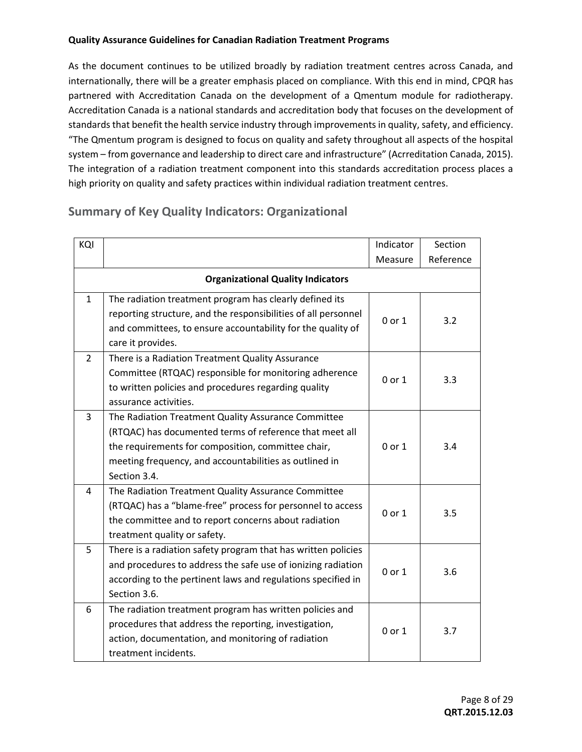As the document continues to be utilized broadly by radiation treatment centres across Canada, and internationally, there will be a greater emphasis placed on compliance. With this end in mind, CPQR has partnered with Accreditation Canada on the development of a Qmentum module for radiotherapy. Accreditation Canada is a national standards and accreditation body that focuses on the development of standards that benefit the health service industry through improvements in quality, safety, and efficiency. “The Qmentum program is designed to focus on quality and safety throughout all aspects of the hospital system – from governance and leadership to direct care and infrastructure” (Acrreditation Canada, 2015). The integration of a radiation treatment component into this standards accreditation process places a high priority on quality and safety practices within individual radiation treatment centres.

## Summary of Key Quality Indicators: Organizational

| KQI | | Indicator Measure | Section Reference |
|---|---|---|---|
| | **Organizational Quality Indicators** | | |
| 1 | The radiation treatment program has clearly defined its reporting structure, and the responsibilities of all personnel and committees, to ensure accountability for the quality of care it provides. | 0 or 1 | 3.2 |
| 2 | There is a Radiation Treatment Quality Assurance Committee (RTQAC) responsible for monitoring adherence to written policies and procedures regarding quality assurance activities. | 0 or 1 | 3.3 |
| 3 | The Radiation Treatment Quality Assurance Committee (RTQAC) has documented terms of reference that meet all the requirements for composition, committee chair, meeting frequency, and accountabilities as outlined in Section 3.4. | 0 or 1 | 3.4 |
| 4 | The Radiation Treatment Quality Assurance Committee (RTQAC) has a “blame-free” process for personnel to access the committee and to report concerns about radiation treatment quality or safety. | 0 or 1 | 3.5 |
| 5 | There is a radiation safety program that has written policies and procedures to address the safe use of ionizing radiation according to the pertinent laws and regulations specified in Section 3.6. | 0 or 1 | 3.6 |
| 6 | The radiation treatment program has written policies and procedures that address the reporting, investigation, action, documentation, and monitoring of radiation treatment incidents. | 0 or 1 | 3.7 |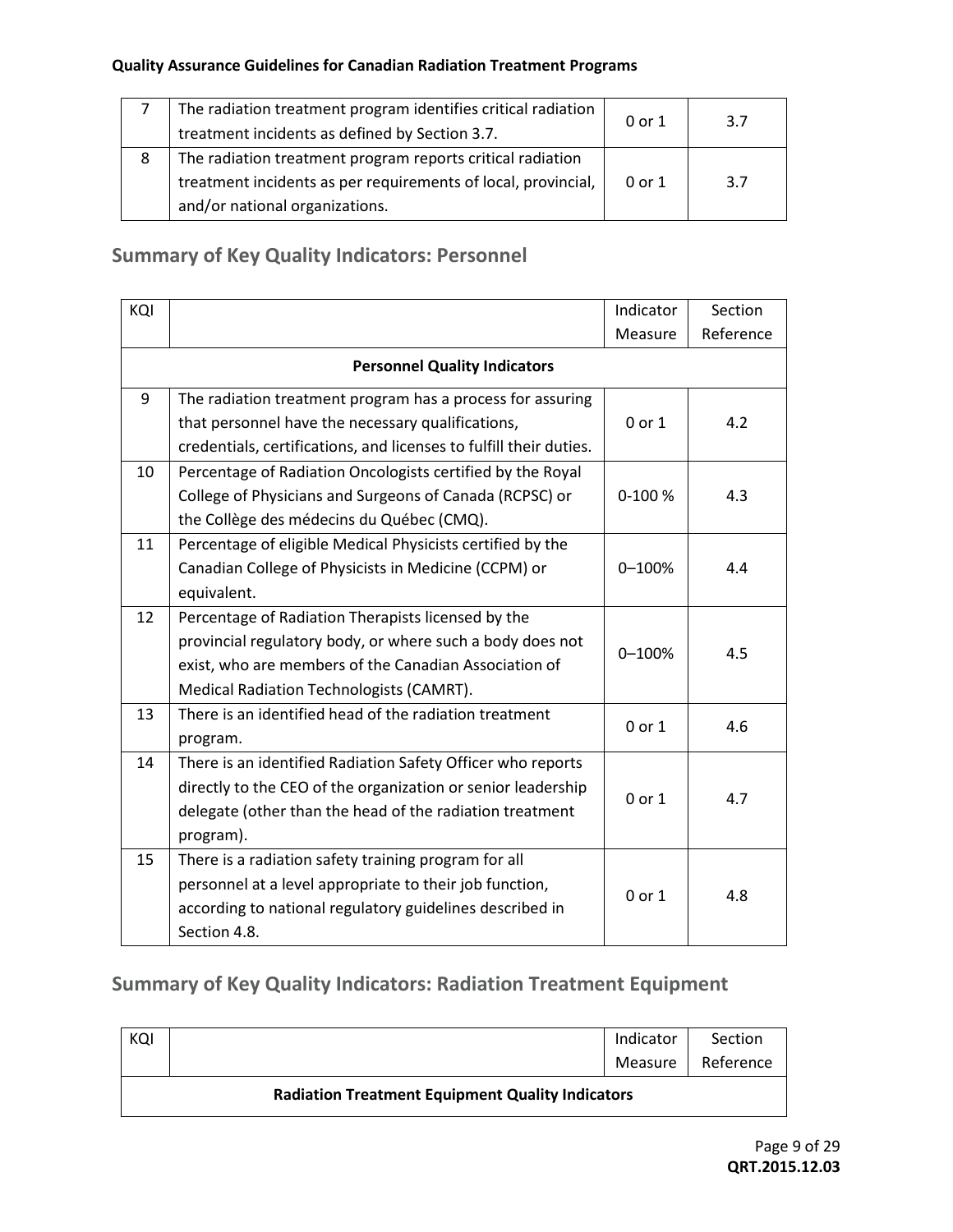| | | | |
|---|---|---|---|
| 7 | The radiation treatment program identifies critical radiation treatment incidents as defined by Section 3.7. | 0 or 1 | 3.7 |
| 8 | The radiation treatment program reports critical radiation treatment incidents as per requirements of local, provincial, and/or national organizations. | 0 or 1 | 3.7 |

## Summary of Key Quality Indicators: Personnel

| KQI | | Indicator Measure | Section Reference |
|---|---|---|---|
| | **Personnel Quality Indicators** | | |
| 9 | The radiation treatment program has a process for assuring that personnel have the necessary qualifications, credentials, certifications, and licenses to fulfill their duties. | 0 or 1 | 4.2 |
| 10 | Percentage of Radiation Oncologists certified by the Royal College of Physicians and Surgeons of Canada (RCPSC) or the Collège des médecins du Québec (CMQ). | 0-100 % | 4.3 |
| 11 | Percentage of eligible Medical Physicists certified by the Canadian College of Physicists in Medicine (CCPM) or equivalent. | 0–100% | 4.4 |
| 12 | Percentage of Radiation Therapists licensed by the provincial regulatory body, or where such a body does not exist, who are members of the Canadian Association of Medical Radiation Technologists (CAMRT). | 0–100% | 4.5 |
| 13 | There is an identified head of the radiation treatment program. | 0 or 1 | 4.6 |
| 14 | There is an identified Radiation Safety Officer who reports directly to the CEO of the organization or senior leadership delegate (other than the head of the radiation treatment program). | 0 or 1 | 4.7 |
| 15 | There is a radiation safety training program for all personnel at a level appropriate to their job function, according to national regulatory guidelines described in Section 4.8. | 0 or 1 | 4.8 |

## Summary of Key Quality Indicators: Radiation Treatment Equipment

| KQI | | Indicator Measure | Section Reference |
|---|---|---|---|
| | **Radiation Treatment Equipment Quality Indicators** | | |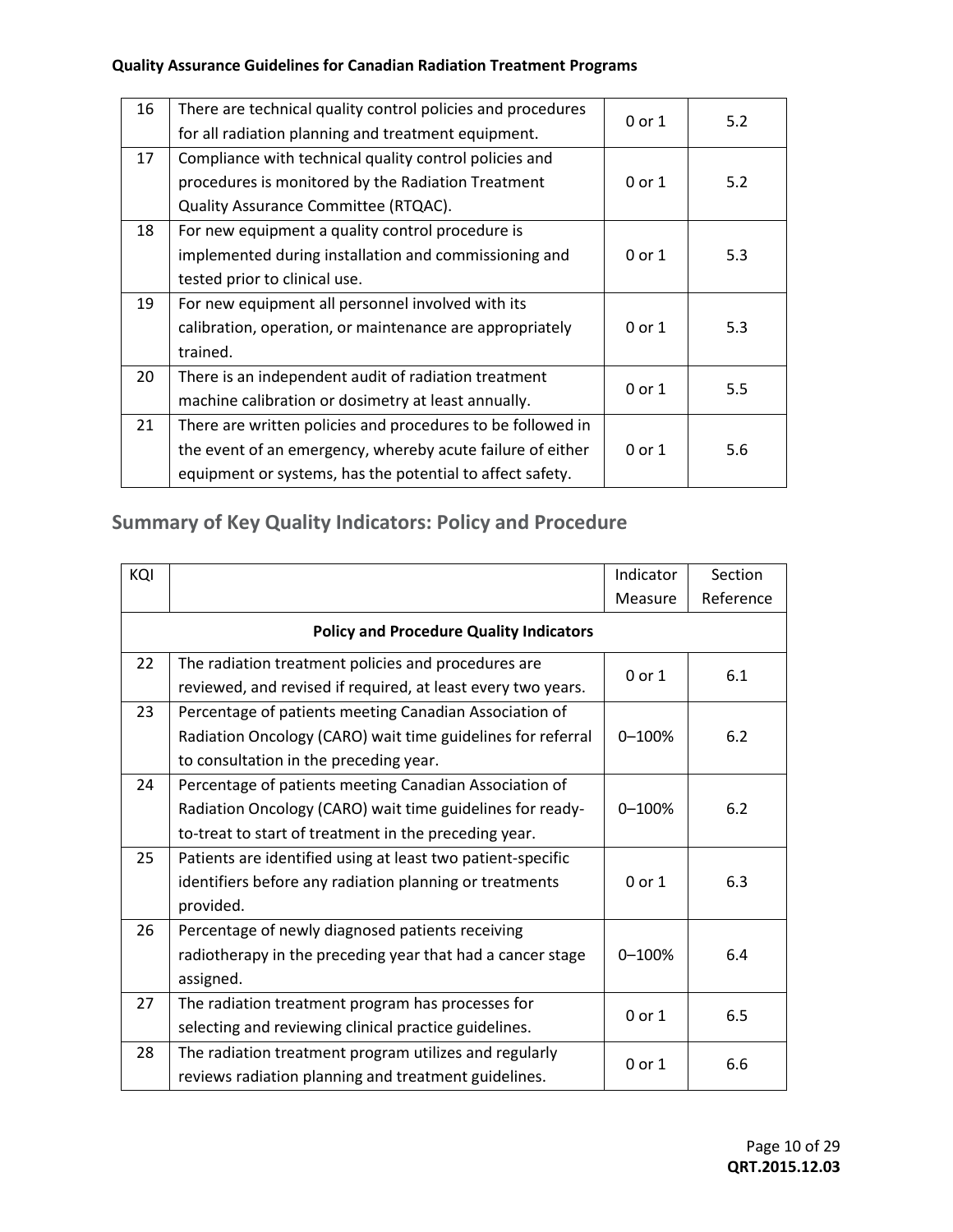| 16 | There are technical quality control policies and procedures for all radiation planning and treatment equipment. | 0 or 1 | 5.2 |
|---|---|---|---|
| 17 | Compliance with technical quality control policies and procedures is monitored by the Radiation Treatment Quality Assurance Committee (RTQAC). | 0 or 1 | 5.2 |
| 18 | For new equipment a quality control procedure is implemented during installation and commissioning and tested prior to clinical use. | 0 or 1 | 5.3 |
| 19 | For new equipment all personnel involved with its calibration, operation, or maintenance are appropriately trained. | 0 or 1 | 5.3 |
| 20 | There is an independent audit of radiation treatment machine calibration or dosimetry at least annually. | 0 or 1 | 5.5 |
| 21 | There are written policies and procedures to be followed in the event of an emergency, whereby acute failure of either equipment or systems, has the potential to affect safety. | 0 or 1 | 5.6 |

## Summary of Key Quality Indicators: Policy and Procedure

| KQI | | Indicator Measure | Section Reference |
|---|---|---|---|
| | **Policy and Procedure Quality Indicators** | | |
| 22 | The radiation treatment policies and procedures are reviewed, and revised if required, at least every two years. | 0 or 1 | 6.1 |
| 23 | Percentage of patients meeting Canadian Association of Radiation Oncology (CARO) wait time guidelines for referral to consultation in the preceding year. | 0–100% | 6.2 |
| 24 | Percentage of patients meeting Canadian Association of Radiation Oncology (CARO) wait time guidelines for ready-to-treat to start of treatment in the preceding year. | 0–100% | 6.2 |
| 25 | Patients are identified using at least two patient-specific identifiers before any radiation planning or treatments provided. | 0 or 1 | 6.3 |
| 26 | Percentage of newly diagnosed patients receiving radiotherapy in the preceding year that had a cancer stage assigned. | 0–100% | 6.4 |
| 27 | The radiation treatment program has processes for selecting and reviewing clinical practice guidelines. | 0 or 1 | 6.5 |
| 28 | The radiation treatment program utilizes and regularly reviews radiation planning and treatment guidelines. | 0 or 1 | 6.6 |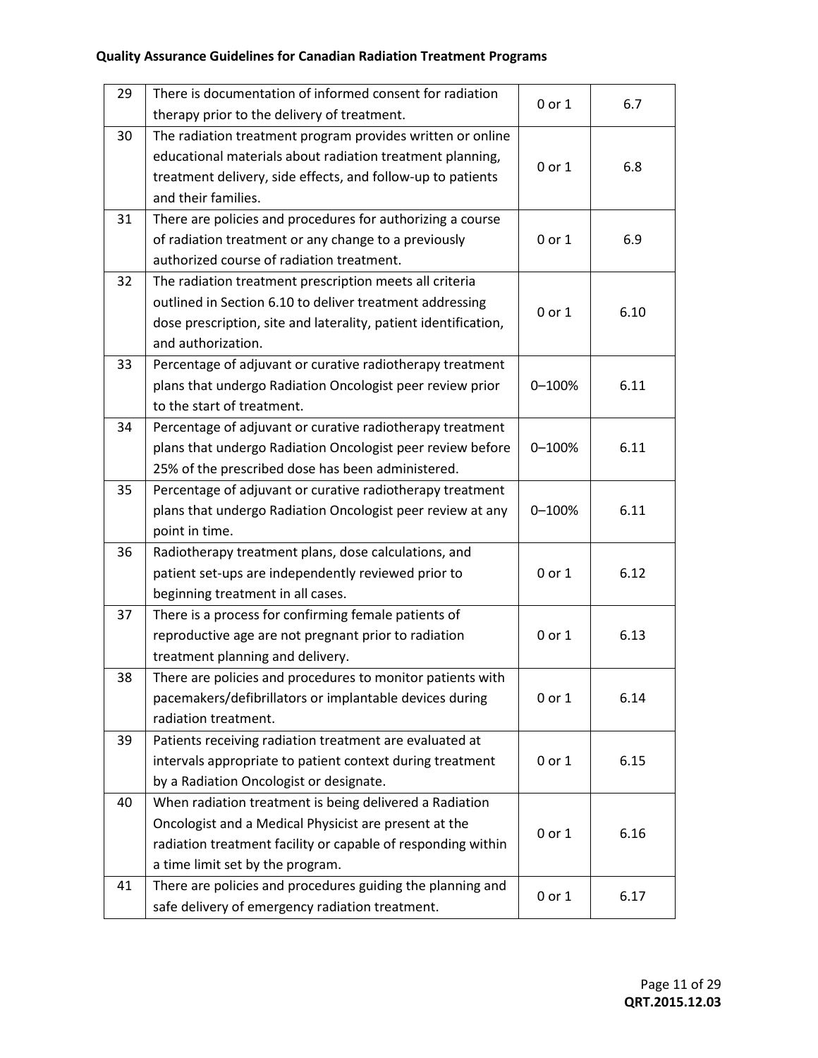| 29 | There is documentation of informed consent for radiation therapy prior to the delivery of treatment. | 0 or 1 | 6.7 |
|---|---|---|---|
| 30 | The radiation treatment program provides written or online educational materials about radiation treatment planning, treatment delivery, side effects, and follow-up to patients and their families. | 0 or 1 | 6.8 |
| 31 | There are policies and procedures for authorizing a course of radiation treatment or any change to a previously authorized course of radiation treatment. | 0 or 1 | 6.9 |
| 32 | The radiation treatment prescription meets all criteria outlined in Section 6.10 to deliver treatment addressing dose prescription, site and laterality, patient identification, and authorization. | 0 or 1 | 6.10 |
| 33 | Percentage of adjuvant or curative radiotherapy treatment plans that undergo Radiation Oncologist peer review prior to the start of treatment. | 0–100% | 6.11 |
| 34 | Percentage of adjuvant or curative radiotherapy treatment plans that undergo Radiation Oncologist peer review before 25% of the prescribed dose has been administered. | 0–100% | 6.11 |
| 35 | Percentage of adjuvant or curative radiotherapy treatment plans that undergo Radiation Oncologist peer review at any point in time. | 0–100% | 6.11 |
| 36 | Radiotherapy treatment plans, dose calculations, and patient set-ups are independently reviewed prior to beginning treatment in all cases. | 0 or 1 | 6.12 |
| 37 | There is a process for confirming female patients of reproductive age are not pregnant prior to radiation treatment planning and delivery. | 0 or 1 | 6.13 |
| 38 | There are policies and procedures to monitor patients with pacemakers/defibrillators or implantable devices during radiation treatment. | 0 or 1 | 6.14 |
| 39 | Patients receiving radiation treatment are evaluated at intervals appropriate to patient context during treatment by a Radiation Oncologist or designate. | 0 or 1 | 6.15 |
| 40 | When radiation treatment is being delivered a Radiation Oncologist and a Medical Physicist are present at the radiation treatment facility or capable of responding within a time limit set by the program. | 0 or 1 | 6.16 |
| 41 | There are policies and procedures guiding the planning and safe delivery of emergency radiation treatment. | 0 or 1 | 6.17 |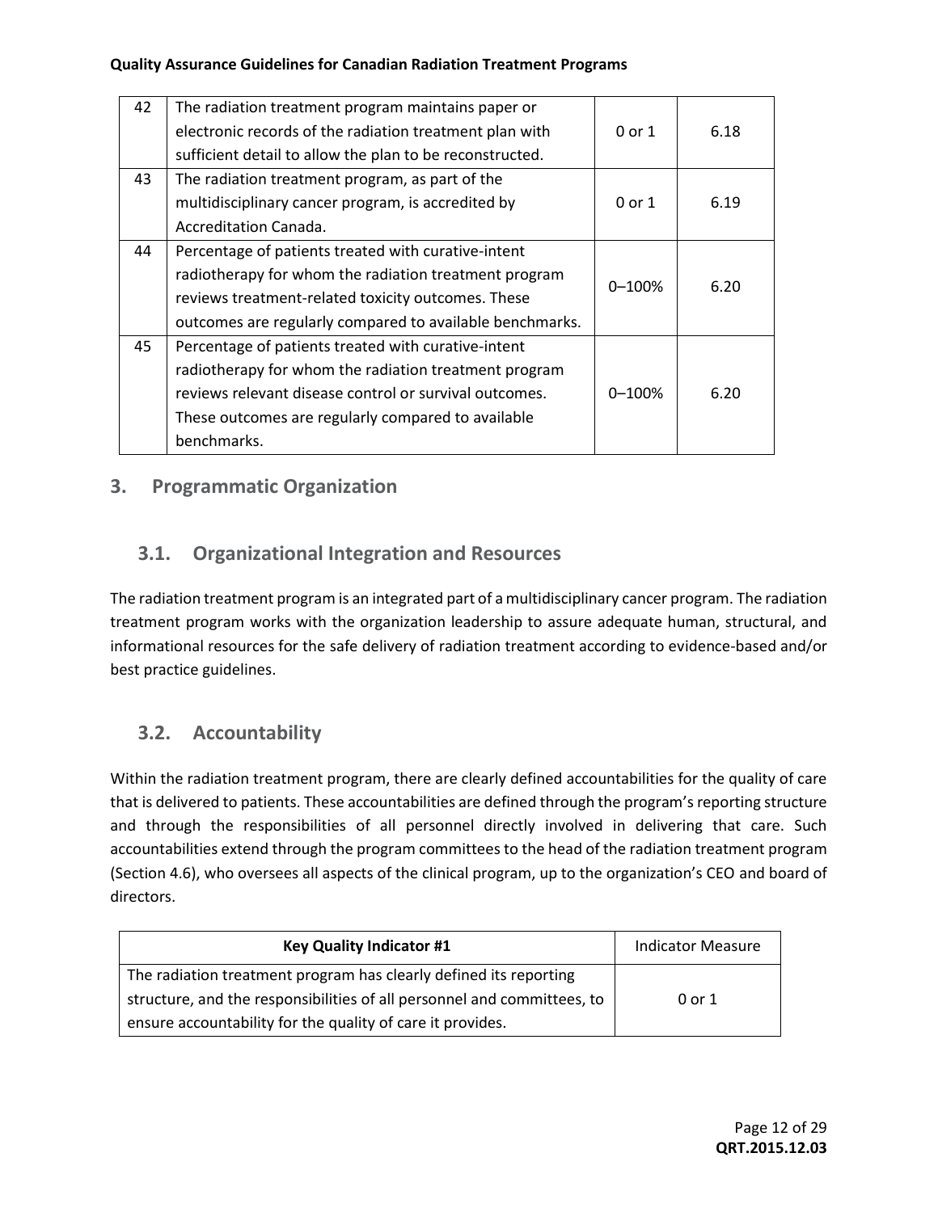| | | | |
|---|---|---|---|
| 42 | The radiation treatment program maintains paper or electronic records of the radiation treatment plan with sufficient detail to allow the plan to be reconstructed. | 0 or 1 | 6.18 |
| 43 | The radiation treatment program, as part of the multidisciplinary cancer program, is accredited by Accreditation Canada. | 0 or 1 | 6.19 |
| 44 | Percentage of patients treated with curative-intent radiotherapy for whom the radiation treatment program reviews treatment-related toxicity outcomes. These outcomes are regularly compared to available benchmarks. | 0–100% | 6.20 |
| 45 | Percentage of patients treated with curative-intent radiotherapy for whom the radiation treatment program reviews relevant disease control or survival outcomes. These outcomes are regularly compared to available benchmarks. | 0–100% | 6.20 |

## 3. Programmatic Organization

### 3.1. Organizational Integration and Resources

The radiation treatment program is an integrated part of a multidisciplinary cancer program. The radiation treatment program works with the organization leadership to assure adequate human, structural, and informational resources for the safe delivery of radiation treatment according to evidence-based and/or best practice guidelines.

### 3.2. Accountability

Within the radiation treatment program, there are clearly defined accountabilities for the quality of care that is delivered to patients. These accountabilities are defined through the program's reporting structure and through the responsibilities of all personnel directly involved in delivering that care. Such accountabilities extend through the program committees to the head of the radiation treatment program (Section 4.6), who oversees all aspects of the clinical program, up to the organization's CEO and board of directors.

| **Key Quality Indicator #1** | Indicator Measure |
|---|---|
| The radiation treatment program has clearly defined its reporting structure, and the responsibilities of all personnel and committees, to ensure accountability for the quality of care it provides. | 0 or 1 |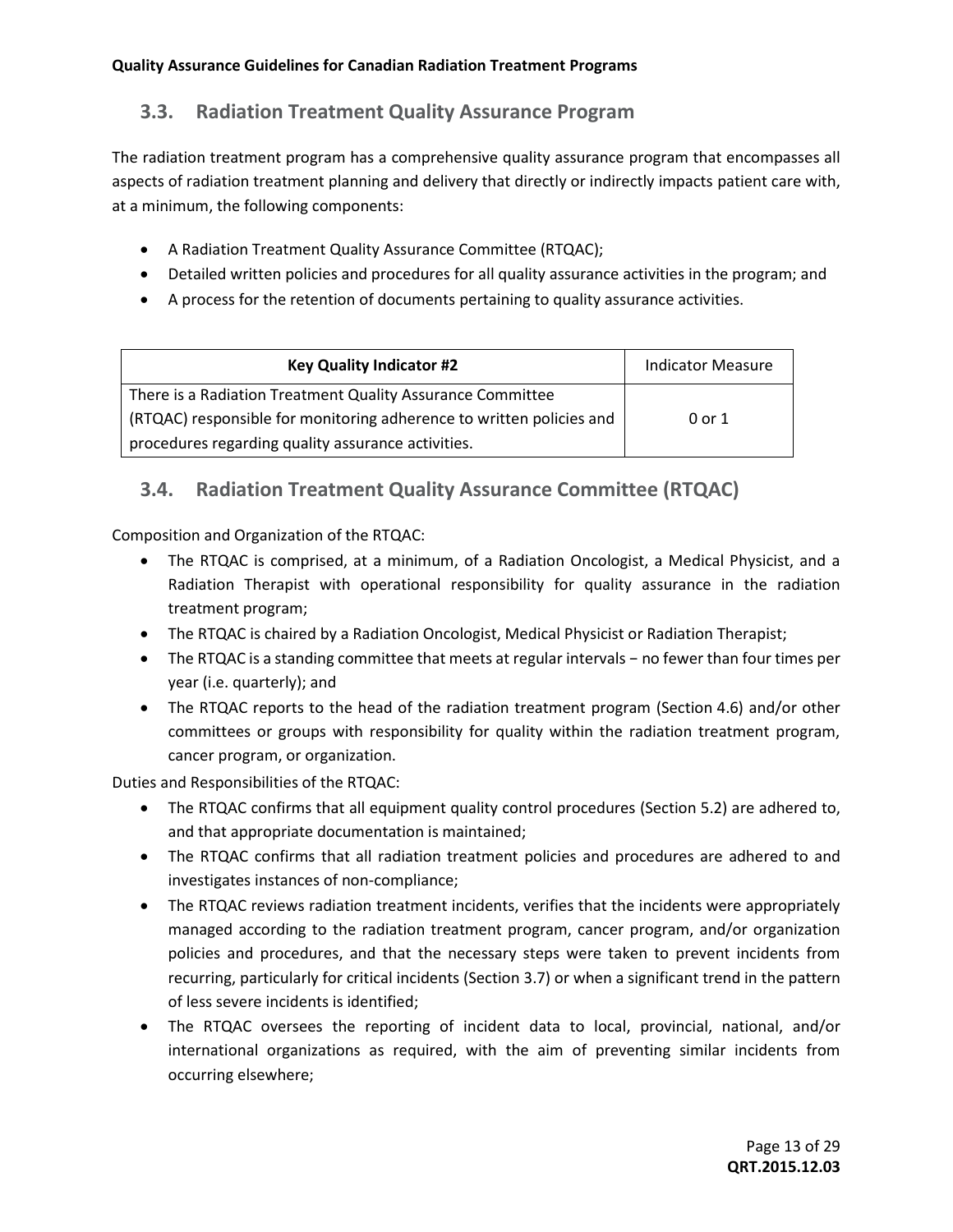## 3.3. Radiation Treatment Quality Assurance Program

The radiation treatment program has a comprehensive quality assurance program that encompasses all aspects of radiation treatment planning and delivery that directly or indirectly impacts patient care with, at a minimum, the following components:

- A Radiation Treatment Quality Assurance Committee (RTQAC);
- Detailed written policies and procedures for all quality assurance activities in the program; and
- A process for the retention of documents pertaining to quality assurance activities.

| Key Quality Indicator #2 | Indicator Measure |
|---|---|
| There is a Radiation Treatment Quality Assurance Committee (RTQAC) responsible for monitoring adherence to written policies and procedures regarding quality assurance activities. | 0 or 1 |

## 3.4. Radiation Treatment Quality Assurance Committee (RTQAC)

Composition and Organization of the RTQAC:

- The RTQAC is comprised, at a minimum, of a Radiation Oncologist, a Medical Physicist, and a Radiation Therapist with operational responsibility for quality assurance in the radiation treatment program;
- The RTQAC is chaired by a Radiation Oncologist, Medical Physicist or Radiation Therapist;
- The RTQAC is a standing committee that meets at regular intervals − no fewer than four times per year (i.e. quarterly); and
- The RTQAC reports to the head of the radiation treatment program (Section 4.6) and/or other committees or groups with responsibility for quality within the radiation treatment program, cancer program, or organization.

Duties and Responsibilities of the RTQAC:

- The RTQAC confirms that all equipment quality control procedures (Section 5.2) are adhered to, and that appropriate documentation is maintained;
- The RTQAC confirms that all radiation treatment policies and procedures are adhered to and investigates instances of non-compliance;
- The RTQAC reviews radiation treatment incidents, verifies that the incidents were appropriately managed according to the radiation treatment program, cancer program, and/or organization policies and procedures, and that the necessary steps were taken to prevent incidents from recurring, particularly for critical incidents (Section 3.7) or when a significant trend in the pattern of less severe incidents is identified;
- The RTQAC oversees the reporting of incident data to local, provincial, national, and/or international organizations as required, with the aim of preventing similar incidents from occurring elsewhere;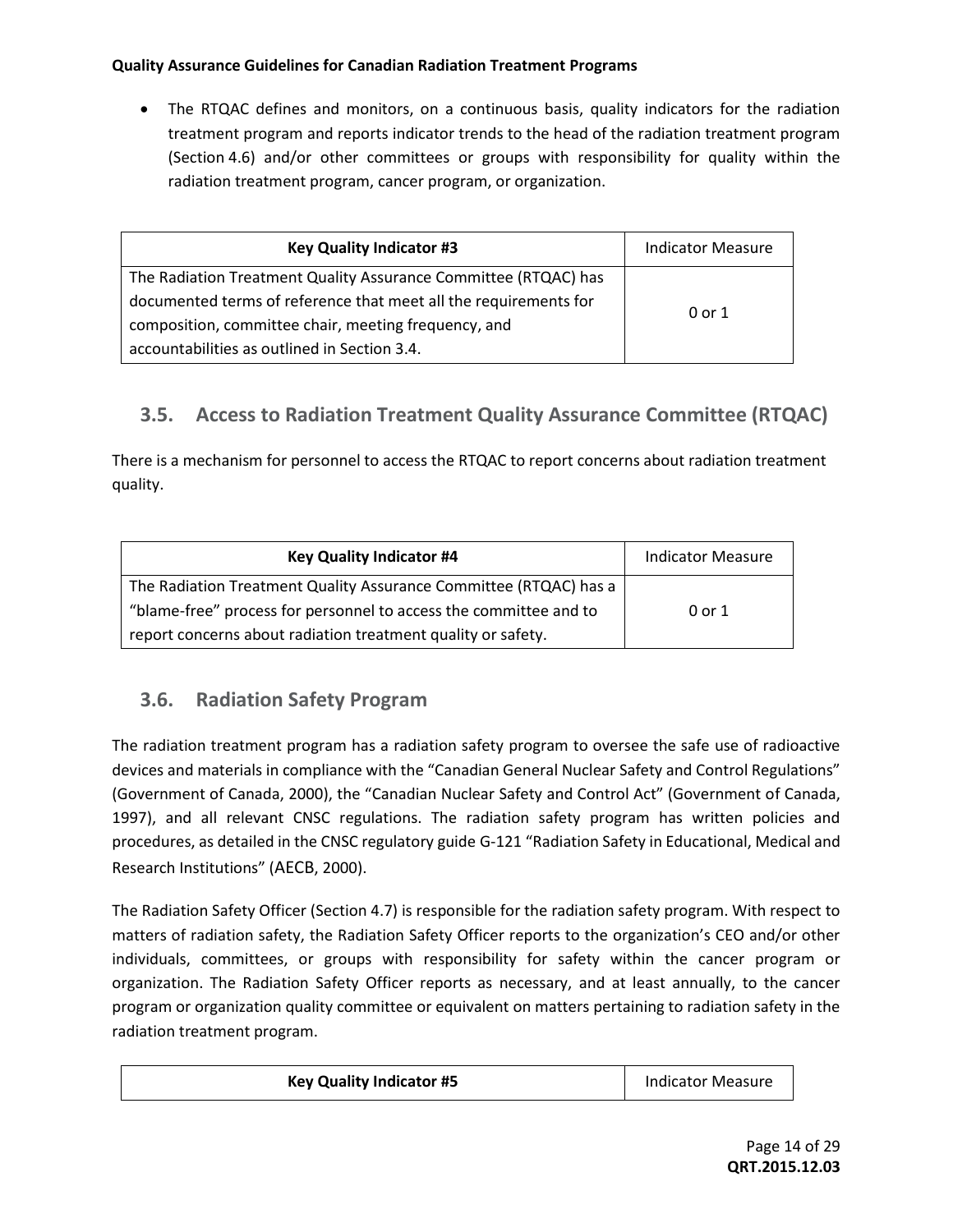- The RTQAC defines and monitors, on a continuous basis, quality indicators for the radiation treatment program and reports indicator trends to the head of the radiation treatment program (Section 4.6) and/or other committees or groups with responsibility for quality within the radiation treatment program, cancer program, or organization.

| **Key Quality Indicator #3** | Indicator Measure |
|---|---|
| The Radiation Treatment Quality Assurance Committee (RTQAC) has documented terms of reference that meet all the requirements for composition, committee chair, meeting frequency, and accountabilities as outlined in Section 3.4. | 0 or 1 |

## 3.5. Access to Radiation Treatment Quality Assurance Committee (RTQAC)

There is a mechanism for personnel to access the RTQAC to report concerns about radiation treatment quality.

| **Key Quality Indicator #4** | Indicator Measure |
|---|---|
| The Radiation Treatment Quality Assurance Committee (RTQAC) has a "blame-free" process for personnel to access the committee and to report concerns about radiation treatment quality or safety. | 0 or 1 |

## 3.6. Radiation Safety Program

The radiation treatment program has a radiation safety program to oversee the safe use of radioactive devices and materials in compliance with the "Canadian General Nuclear Safety and Control Regulations" (Government of Canada, 2000), the "Canadian Nuclear Safety and Control Act" (Government of Canada, 1997), and all relevant CNSC regulations. The radiation safety program has written policies and procedures, as detailed in the CNSC regulatory guide G-121 "Radiation Safety in Educational, Medical and Research Institutions" (AECB, 2000).

The Radiation Safety Officer (Section 4.7) is responsible for the radiation safety program. With respect to matters of radiation safety, the Radiation Safety Officer reports to the organization's CEO and/or other individuals, committees, or groups with responsibility for safety within the cancer program or organization. The Radiation Safety Officer reports as necessary, and at least annually, to the cancer program or organization quality committee or equivalent on matters pertaining to radiation safety in the radiation treatment program.

| **Key Quality Indicator #5** | Indicator Measure |
|---|---|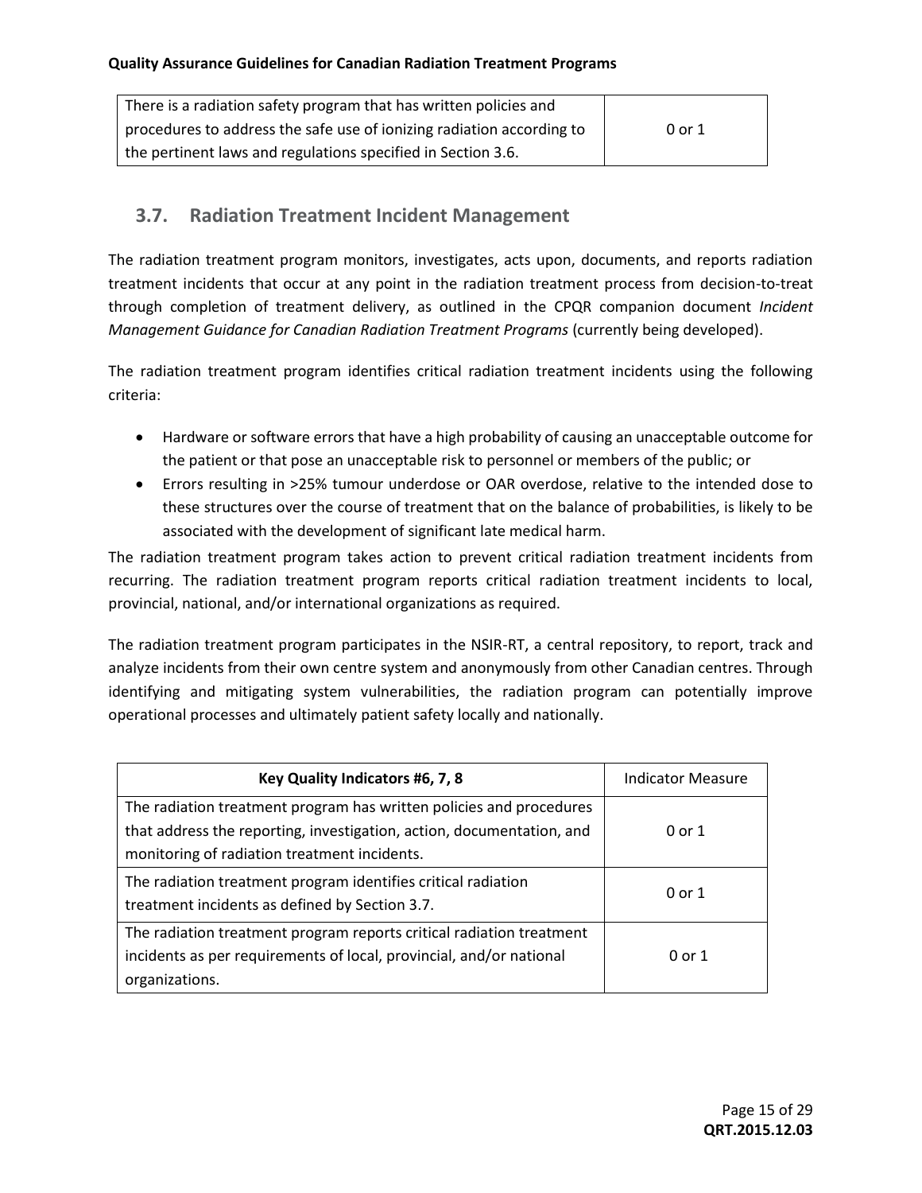| There is a radiation safety program that has written policies and procedures to address the safe use of ionizing radiation according to the pertinent laws and regulations specified in Section 3.6. | 0 or 1 |
|---|---|

## 3.7. Radiation Treatment Incident Management

The radiation treatment program monitors, investigates, acts upon, documents, and reports radiation treatment incidents that occur at any point in the radiation treatment process from decision-to-treat through completion of treatment delivery, as outlined in the CPQR companion document *Incident Management Guidance for Canadian Radiation Treatment Programs* (currently being developed).

The radiation treatment program identifies critical radiation treatment incidents using the following criteria:

- Hardware or software errors that have a high probability of causing an unacceptable outcome for the patient or that pose an unacceptable risk to personnel or members of the public; or
- Errors resulting in >25% tumour underdose or OAR overdose, relative to the intended dose to these structures over the course of treatment that on the balance of probabilities, is likely to be associated with the development of significant late medical harm.

The radiation treatment program takes action to prevent critical radiation treatment incidents from recurring. The radiation treatment program reports critical radiation treatment incidents to local, provincial, national, and/or international organizations as required.

The radiation treatment program participates in the NSIR-RT, a central repository, to report, track and analyze incidents from their own centre system and anonymously from other Canadian centres. Through identifying and mitigating system vulnerabilities, the radiation program can potentially improve operational processes and ultimately patient safety locally and nationally.

| **Key Quality Indicators #6, 7, 8** | Indicator Measure |
|---|---|
| The radiation treatment program has written policies and procedures that address the reporting, investigation, action, documentation, and monitoring of radiation treatment incidents. | 0 or 1 |
| The radiation treatment program identifies critical radiation treatment incidents as defined by Section 3.7. | 0 or 1 |
| The radiation treatment program reports critical radiation treatment incidents as per requirements of local, provincial, and/or national organizations. | 0 or 1 |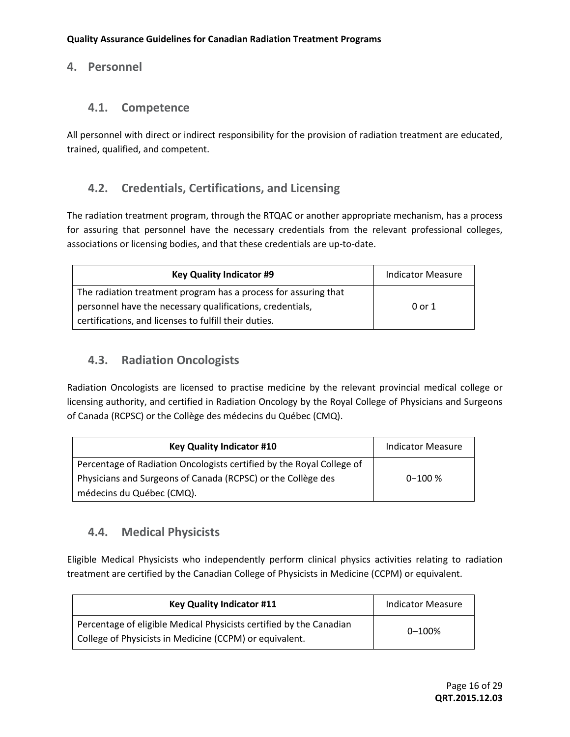## 4. Personnel

### 4.1. Competence

All personnel with direct or indirect responsibility for the provision of radiation treatment are educated, trained, qualified, and competent.

### 4.2. Credentials, Certifications, and Licensing

The radiation treatment program, through the RTQAC or another appropriate mechanism, has a process for assuring that personnel have the necessary credentials from the relevant professional colleges, associations or licensing bodies, and that these credentials are up-to-date.

| **Key Quality Indicator #9** | Indicator Measure |
| --- | --- |
| The radiation treatment program has a process for assuring that personnel have the necessary qualifications, credentials, certifications, and licenses to fulfill their duties. | 0 or 1 |

### 4.3. Radiation Oncologists

Radiation Oncologists are licensed to practise medicine by the relevant provincial medical college or licensing authority, and certified in Radiation Oncology by the Royal College of Physicians and Surgeons of Canada (RCPSC) or the Collège des médecins du Québec (CMQ).

| **Key Quality Indicator #10** | Indicator Measure |
| --- | --- |
| Percentage of Radiation Oncologists certified by the Royal College of Physicians and Surgeons of Canada (RCPSC) or the Collège des médecins du Québec (CMQ). | 0−100 % |

### 4.4. Medical Physicists

Eligible Medical Physicists who independently perform clinical physics activities relating to radiation treatment are certified by the Canadian College of Physicists in Medicine (CCPM) or equivalent.

| **Key Quality Indicator #11** | Indicator Measure |
| --- | --- |
| Percentage of eligible Medical Physicists certified by the Canadian College of Physicists in Medicine (CCPM) or equivalent. | 0–100% |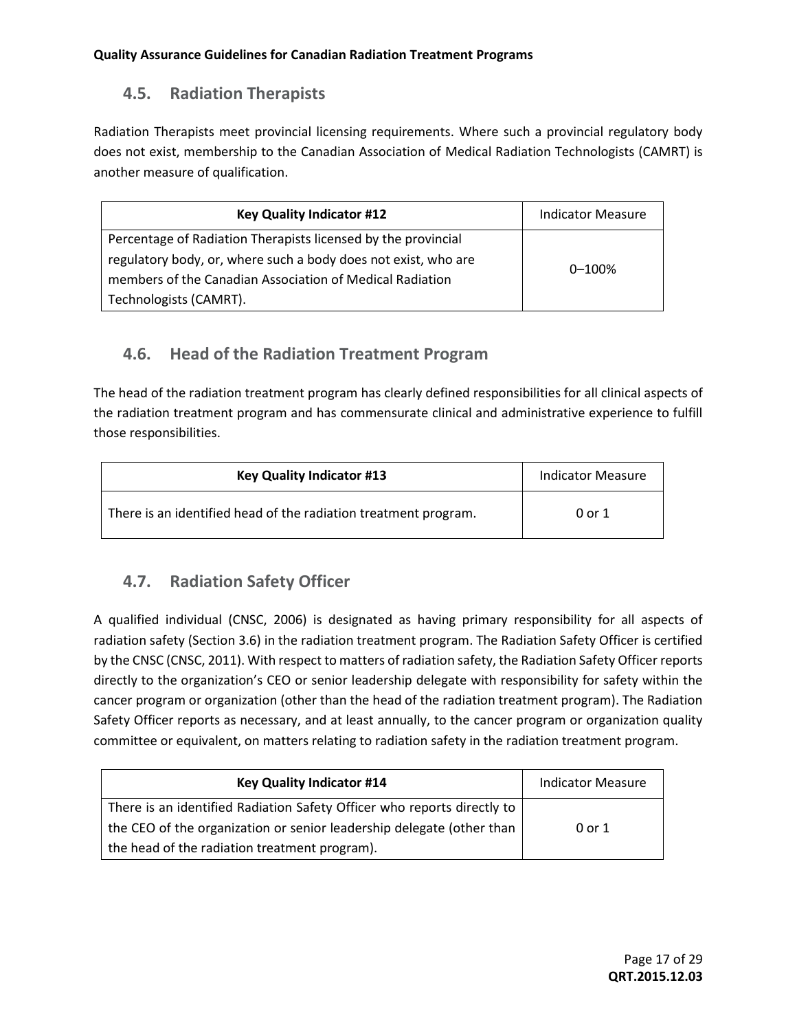## 4.5. Radiation Therapists

Radiation Therapists meet provincial licensing requirements. Where such a provincial regulatory body does not exist, membership to the Canadian Association of Medical Radiation Technologists (CAMRT) is another measure of qualification.

| Key Quality Indicator #12 | Indicator Measure |
| --- | --- |
| Percentage of Radiation Therapists licensed by the provincial regulatory body, or, where such a body does not exist, who are members of the Canadian Association of Medical Radiation Technologists (CAMRT). | 0–100% |

## 4.6. Head of the Radiation Treatment Program

The head of the radiation treatment program has clearly defined responsibilities for all clinical aspects of the radiation treatment program and has commensurate clinical and administrative experience to fulfill those responsibilities.

| Key Quality Indicator #13 | Indicator Measure |
| --- | --- |
| There is an identified head of the radiation treatment program. | 0 or 1 |

## 4.7. Radiation Safety Officer

A qualified individual (CNSC, 2006) is designated as having primary responsibility for all aspects of radiation safety (Section 3.6) in the radiation treatment program. The Radiation Safety Officer is certified by the CNSC (CNSC, 2011). With respect to matters of radiation safety, the Radiation Safety Officer reports directly to the organization's CEO or senior leadership delegate with responsibility for safety within the cancer program or organization (other than the head of the radiation treatment program). The Radiation Safety Officer reports as necessary, and at least annually, to the cancer program or organization quality committee or equivalent, on matters relating to radiation safety in the radiation treatment program.

| Key Quality Indicator #14 | Indicator Measure |
| --- | --- |
| There is an identified Radiation Safety Officer who reports directly to the CEO of the organization or senior leadership delegate (other than the head of the radiation treatment program). | 0 or 1 |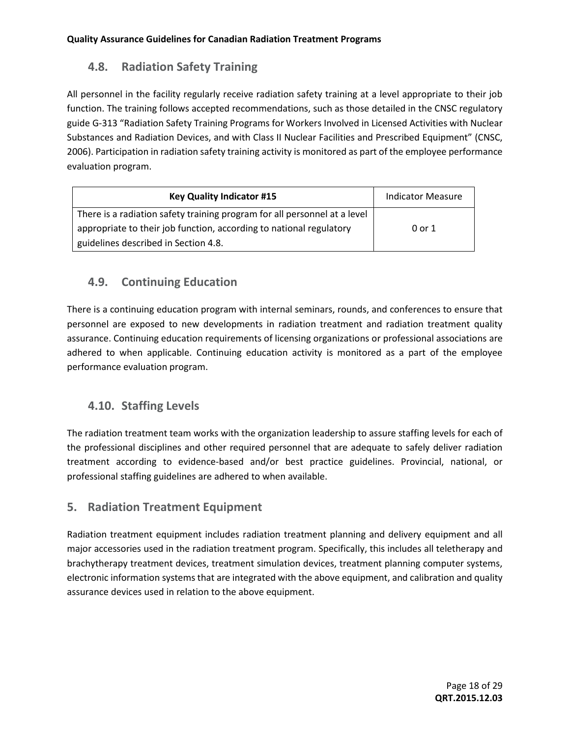### 4.8. Radiation Safety Training

All personnel in the facility regularly receive radiation safety training at a level appropriate to their job function. The training follows accepted recommendations, such as those detailed in the CNSC regulatory guide G-313 “Radiation Safety Training Programs for Workers Involved in Licensed Activities with Nuclear Substances and Radiation Devices, and with Class II Nuclear Facilities and Prescribed Equipment” (CNSC, 2006). Participation in radiation safety training activity is monitored as part of the employee performance evaluation program.

| **Key Quality Indicator #15** | Indicator Measure |
|---|---|
| There is a radiation safety training program for all personnel at a level appropriate to their job function, according to national regulatory guidelines described in Section 4.8. | 0 or 1 |

### 4.9. Continuing Education

There is a continuing education program with internal seminars, rounds, and conferences to ensure that personnel are exposed to new developments in radiation treatment and radiation treatment quality assurance. Continuing education requirements of licensing organizations or professional associations are adhered to when applicable. Continuing education activity is monitored as a part of the employee performance evaluation program.

### 4.10. Staffing Levels

The radiation treatment team works with the organization leadership to assure staffing levels for each of the professional disciplines and other required personnel that are adequate to safely deliver radiation treatment according to evidence-based and/or best practice guidelines. Provincial, national, or professional staffing guidelines are adhered to when available.

## 5. Radiation Treatment Equipment

Radiation treatment equipment includes radiation treatment planning and delivery equipment and all major accessories used in the radiation treatment program. Specifically, this includes all teletherapy and brachytherapy treatment devices, treatment simulation devices, treatment planning computer systems, electronic information systems that are integrated with the above equipment, and calibration and quality assurance devices used in relation to the above equipment.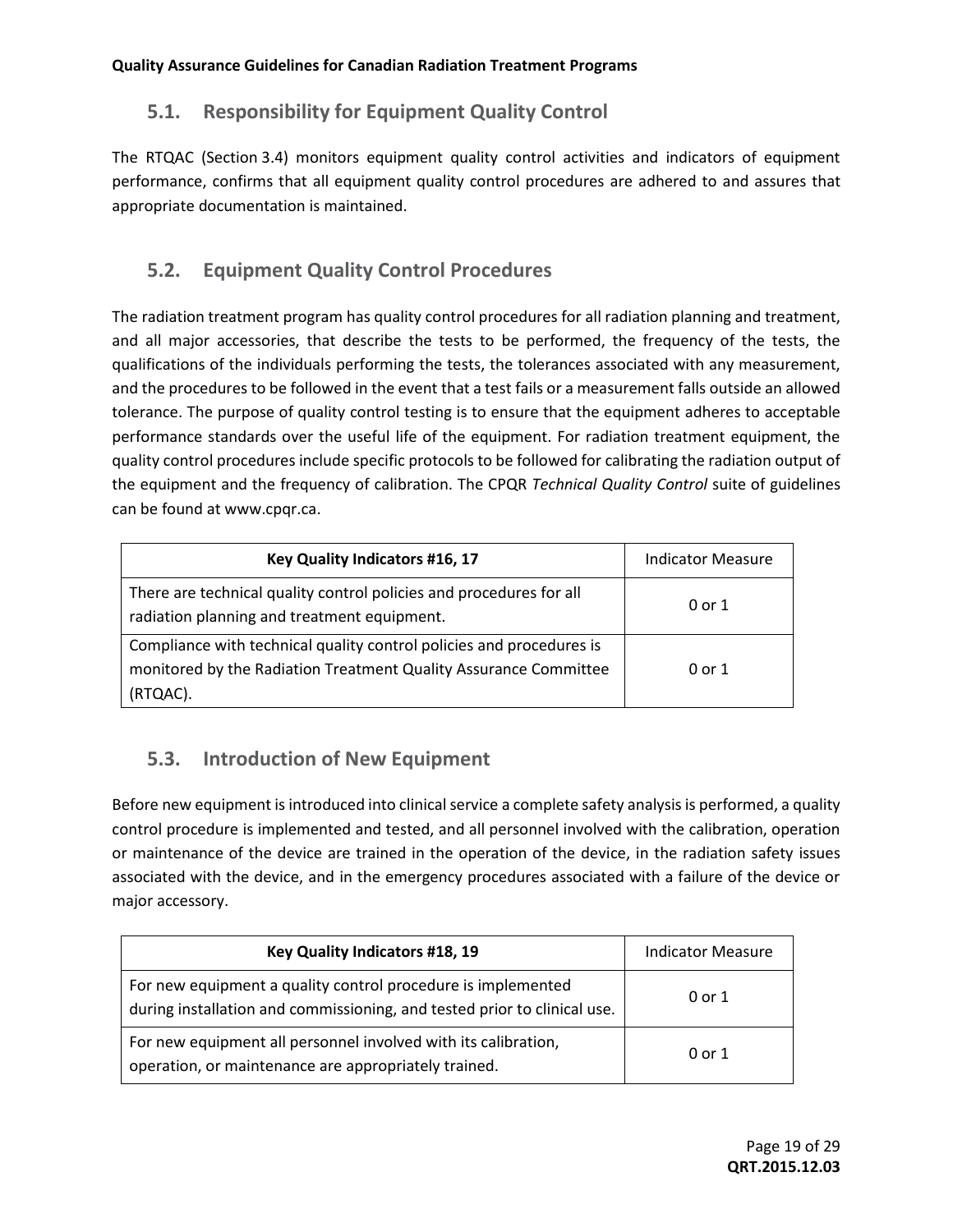## 5.1. Responsibility for Equipment Quality Control

The RTQAC (Section 3.4) monitors equipment quality control activities and indicators of equipment performance, confirms that all equipment quality control procedures are adhered to and assures that appropriate documentation is maintained.

## 5.2. Equipment Quality Control Procedures

The radiation treatment program has quality control procedures for all radiation planning and treatment, and all major accessories, that describe the tests to be performed, the frequency of the tests, the qualifications of the individuals performing the tests, the tolerances associated with any measurement, and the procedures to be followed in the event that a test fails or a measurement falls outside an allowed tolerance. The purpose of quality control testing is to ensure that the equipment adheres to acceptable performance standards over the useful life of the equipment. For radiation treatment equipment, the quality control procedures include specific protocols to be followed for calibrating the radiation output of the equipment and the frequency of calibration. The CPQR *Technical Quality Control* suite of guidelines can be found at www.cpqr.ca.

| **Key Quality Indicators #16, 17** | Indicator Measure |
| --- | --- |
| There are technical quality control policies and procedures for all radiation planning and treatment equipment. | 0 or 1 |
| Compliance with technical quality control policies and procedures is monitored by the Radiation Treatment Quality Assurance Committee (RTQAC). | 0 or 1 |

## 5.3. Introduction of New Equipment

Before new equipment is introduced into clinical service a complete safety analysis is performed, a quality control procedure is implemented and tested, and all personnel involved with the calibration, operation or maintenance of the device are trained in the operation of the device, in the radiation safety issues associated with the device, and in the emergency procedures associated with a failure of the device or major accessory.

| **Key Quality Indicators #18, 19** | Indicator Measure |
| --- | --- |
| For new equipment a quality control procedure is implemented during installation and commissioning, and tested prior to clinical use. | 0 or 1 |
| For new equipment all personnel involved with its calibration, operation, or maintenance are appropriately trained. | 0 or 1 |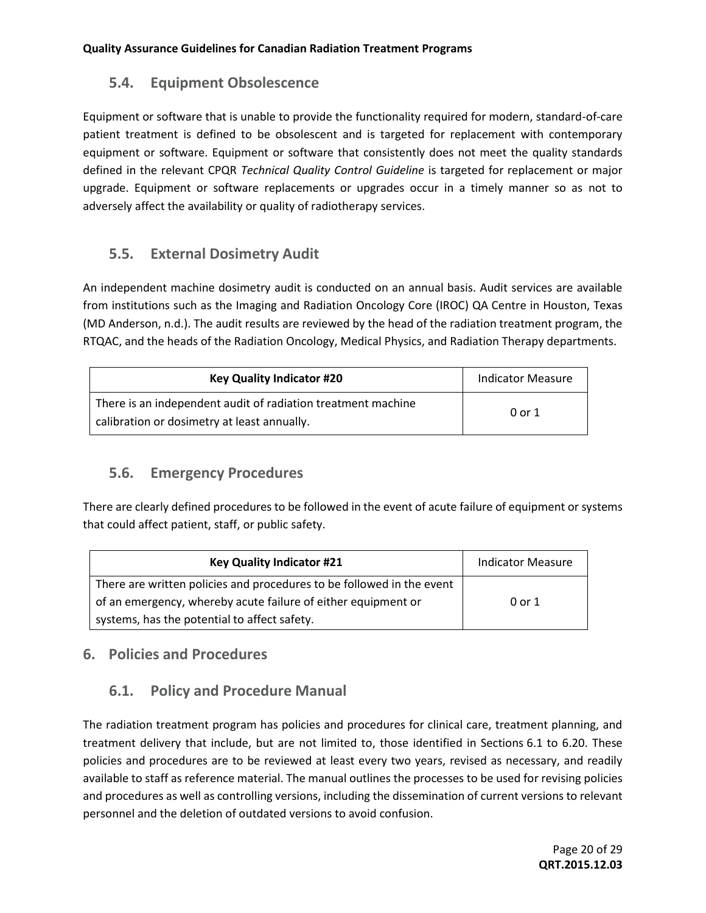## 5.4. Equipment Obsolescence

Equipment or software that is unable to provide the functionality required for modern, standard-of-care patient treatment is defined to be obsolescent and is targeted for replacement with contemporary equipment or software. Equipment or software that consistently does not meet the quality standards defined in the relevant CPQR *Technical Quality Control Guideline* is targeted for replacement or major upgrade. Equipment or software replacements or upgrades occur in a timely manner so as not to adversely affect the availability or quality of radiotherapy services.

## 5.5. External Dosimetry Audit

An independent machine dosimetry audit is conducted on an annual basis. Audit services are available from institutions such as the Imaging and Radiation Oncology Core (IROC) QA Centre in Houston, Texas (MD Anderson, n.d.). The audit results are reviewed by the head of the radiation treatment program, the RTQAC, and the heads of the Radiation Oncology, Medical Physics, and Radiation Therapy departments.

| **Key Quality Indicator #20** | Indicator Measure |
| --- | --- |
| There is an independent audit of radiation treatment machine calibration or dosimetry at least annually. | 0 or 1 |

## 5.6. Emergency Procedures

There are clearly defined procedures to be followed in the event of acute failure of equipment or systems that could affect patient, staff, or public safety.

| **Key Quality Indicator #21** | Indicator Measure |
| --- | --- |
| There are written policies and procedures to be followed in the event of an emergency, whereby acute failure of either equipment or systems, has the potential to affect safety. | 0 or 1 |

# 6. Policies and Procedures

## 6.1. Policy and Procedure Manual

The radiation treatment program has policies and procedures for clinical care, treatment planning, and treatment delivery that include, but are not limited to, those identified in Sections 6.1 to 6.20. These policies and procedures are to be reviewed at least every two years, revised as necessary, and readily available to staff as reference material. The manual outlines the processes to be used for revising policies and procedures as well as controlling versions, including the dissemination of current versions to relevant personnel and the deletion of outdated versions to avoid confusion.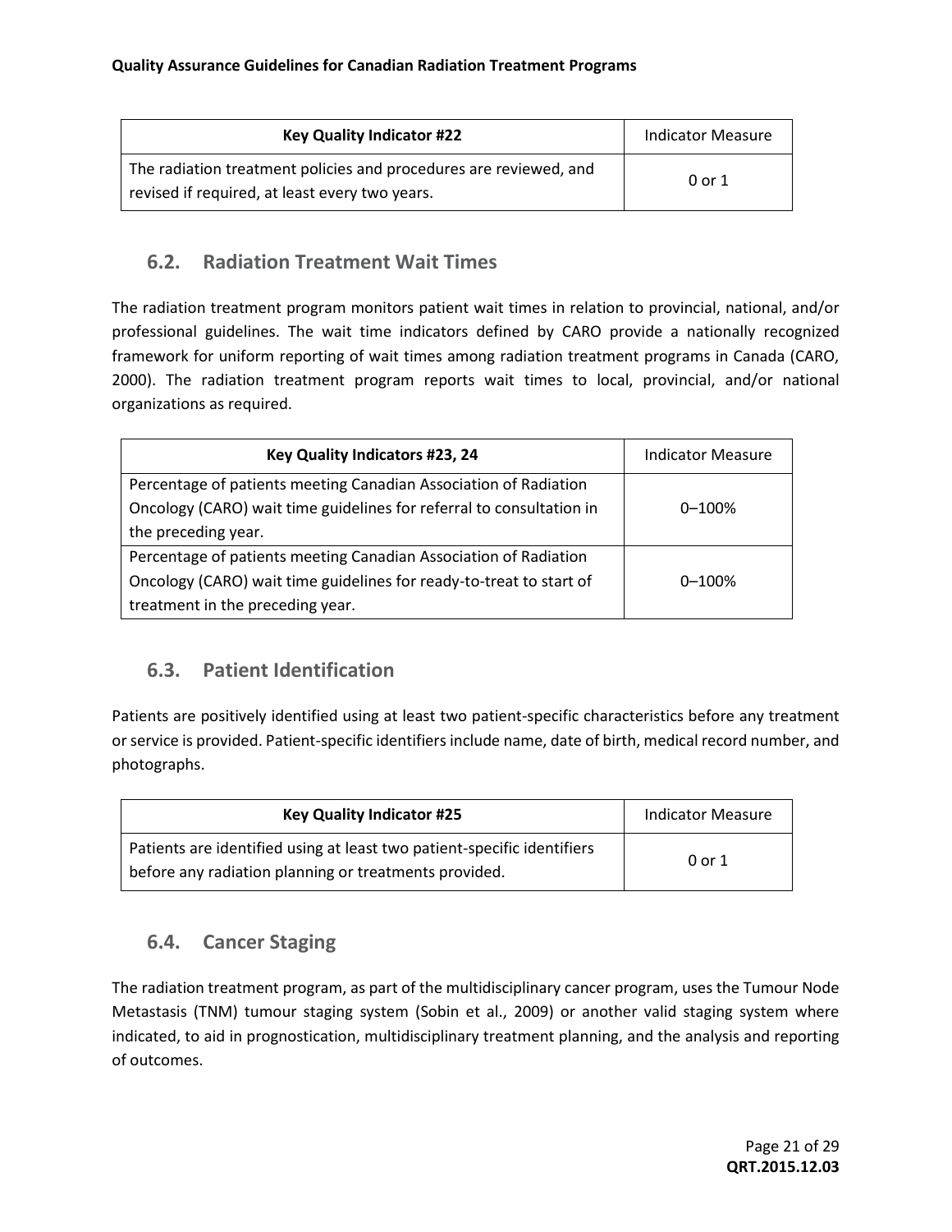| Key Quality Indicator #22 | Indicator Measure |
|---|---|
| The radiation treatment policies and procedures are reviewed, and revised if required, at least every two years. | 0 or 1 |

## 6.2. Radiation Treatment Wait Times

The radiation treatment program monitors patient wait times in relation to provincial, national, and/or professional guidelines. The wait time indicators defined by CARO provide a nationally recognized framework for uniform reporting of wait times among radiation treatment programs in Canada (CARO, 2000). The radiation treatment program reports wait times to local, provincial, and/or national organizations as required.

| Key Quality Indicators #23, 24 | Indicator Measure |
|---|---|
| Percentage of patients meeting Canadian Association of Radiation Oncology (CARO) wait time guidelines for referral to consultation in the preceding year. | 0–100% |
| Percentage of patients meeting Canadian Association of Radiation Oncology (CARO) wait time guidelines for ready-to-treat to start of treatment in the preceding year. | 0–100% |

## 6.3. Patient Identification

Patients are positively identified using at least two patient-specific characteristics before any treatment or service is provided. Patient-specific identifiers include name, date of birth, medical record number, and photographs.

| Key Quality Indicator #25 | Indicator Measure |
|---|---|
| Patients are identified using at least two patient-specific identifiers before any radiation planning or treatments provided. | 0 or 1 |

## 6.4. Cancer Staging

The radiation treatment program, as part of the multidisciplinary cancer program, uses the Tumour Node Metastasis (TNM) tumour staging system (Sobin et al., 2009) or another valid staging system where indicated, to aid in prognostication, multidisciplinary treatment planning, and the analysis and reporting of outcomes.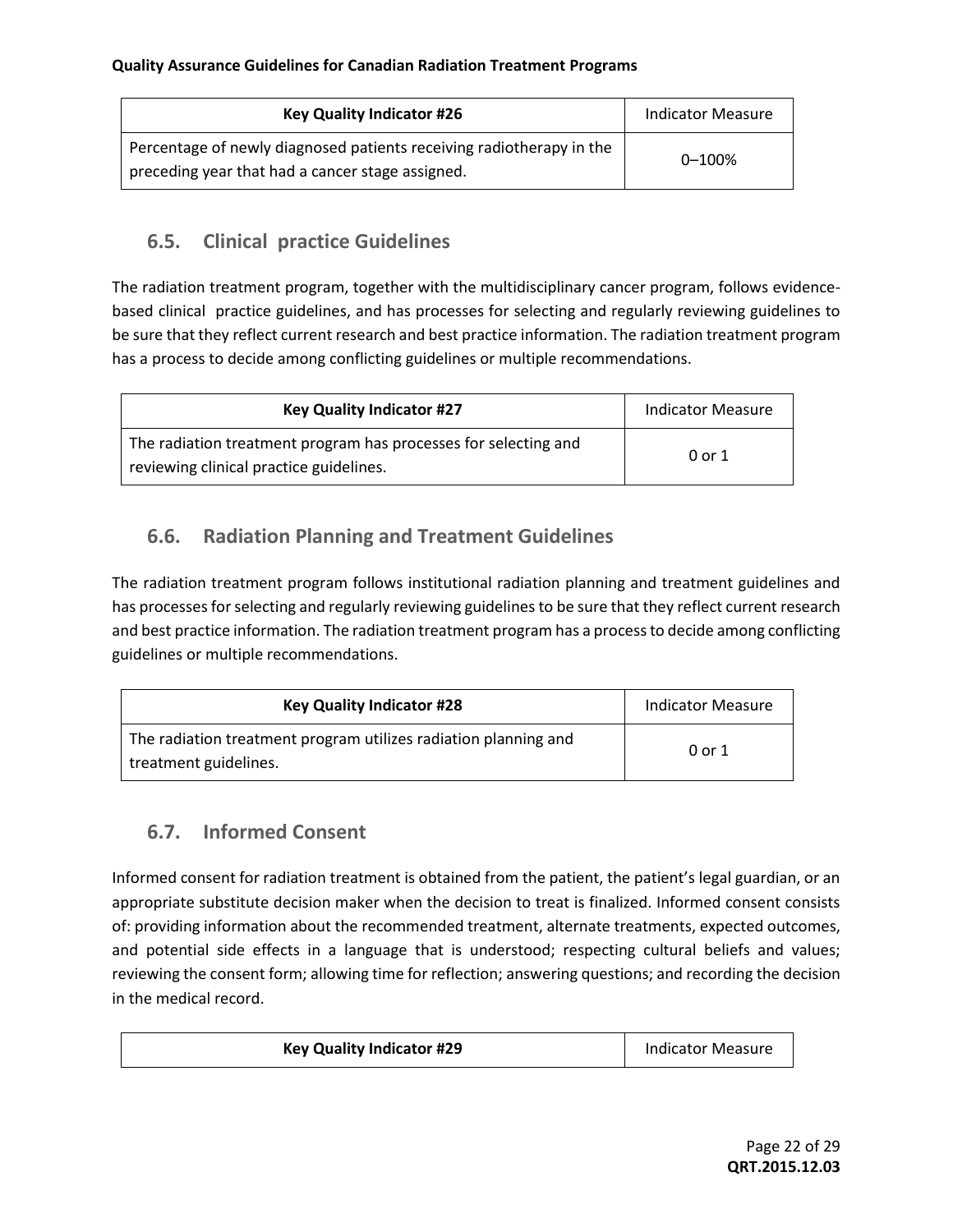| Key Quality Indicator #26 | Indicator Measure |
|---|---|
| Percentage of newly diagnosed patients receiving radiotherapy in the preceding year that had a cancer stage assigned. | 0–100% |

## 6.5. Clinical practice Guidelines

The radiation treatment program, together with the multidisciplinary cancer program, follows evidence-based clinical practice guidelines, and has processes for selecting and regularly reviewing guidelines to be sure that they reflect current research and best practice information. The radiation treatment program has a process to decide among conflicting guidelines or multiple recommendations.

| Key Quality Indicator #27 | Indicator Measure |
|---|---|
| The radiation treatment program has processes for selecting and reviewing clinical practice guidelines. | 0 or 1 |

## 6.6. Radiation Planning and Treatment Guidelines

The radiation treatment program follows institutional radiation planning and treatment guidelines and has processes for selecting and regularly reviewing guidelines to be sure that they reflect current research and best practice information. The radiation treatment program has a process to decide among conflicting guidelines or multiple recommendations.

| Key Quality Indicator #28 | Indicator Measure |
|---|---|
| The radiation treatment program utilizes radiation planning and treatment guidelines. | 0 or 1 |

## 6.7. Informed Consent

Informed consent for radiation treatment is obtained from the patient, the patient's legal guardian, or an appropriate substitute decision maker when the decision to treat is finalized. Informed consent consists of: providing information about the recommended treatment, alternate treatments, expected outcomes, and potential side effects in a language that is understood; respecting cultural beliefs and values; reviewing the consent form; allowing time for reflection; answering questions; and recording the decision in the medical record.

| Key Quality Indicator #29 | Indicator Measure |
|---|---|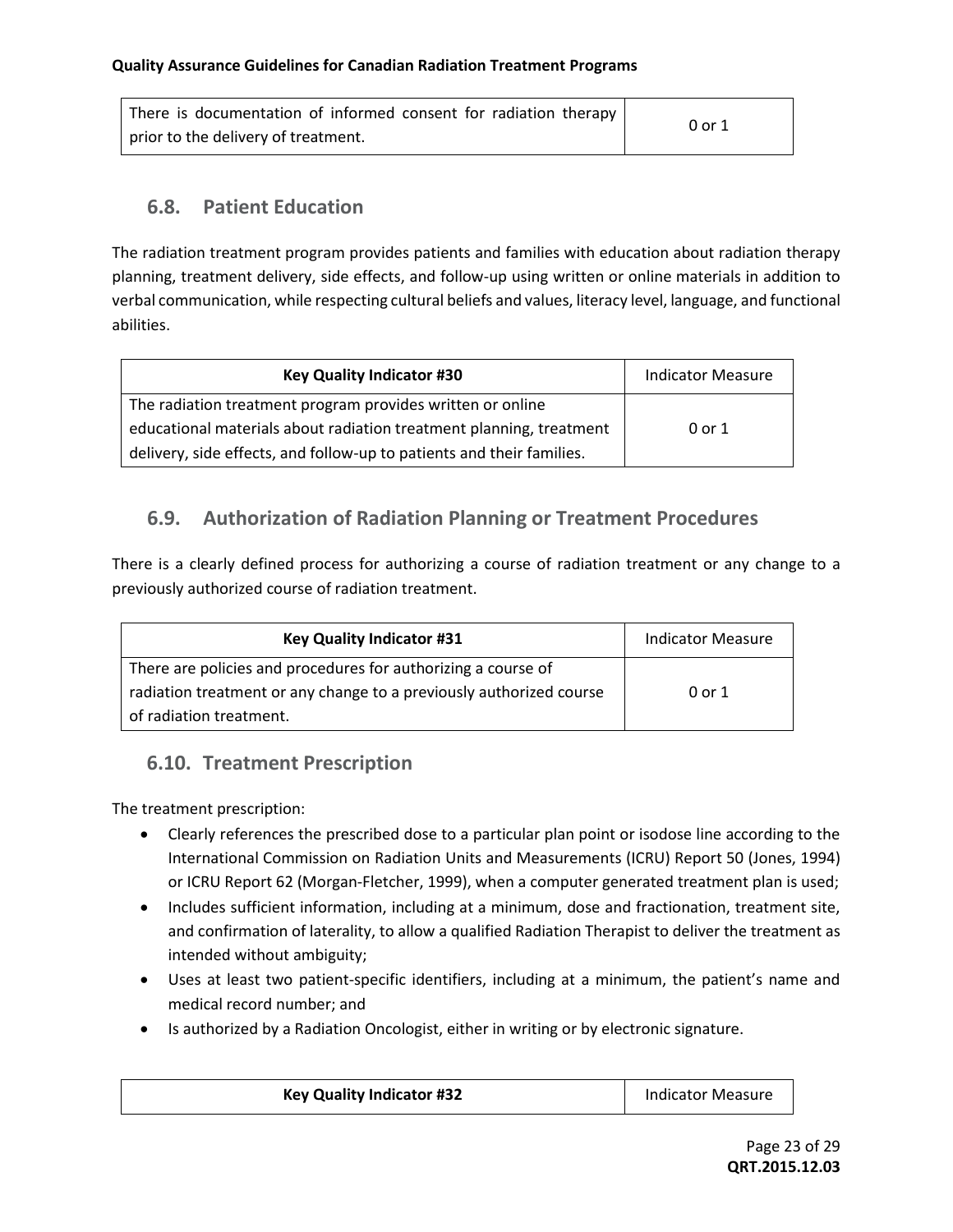| There is documentation of informed consent for radiation therapy prior to the delivery of treatment. | 0 or 1 |
|---|---|

## 6.8. Patient Education

The radiation treatment program provides patients and families with education about radiation therapy planning, treatment delivery, side effects, and follow-up using written or online materials in addition to verbal communication, while respecting cultural beliefs and values, literacy level, language, and functional abilities.

| **Key Quality Indicator #30** | Indicator Measure |
|---|---|
| The radiation treatment program provides written or online educational materials about radiation treatment planning, treatment delivery, side effects, and follow-up to patients and their families. | 0 or 1 |

## 6.9. Authorization of Radiation Planning or Treatment Procedures

There is a clearly defined process for authorizing a course of radiation treatment or any change to a previously authorized course of radiation treatment.

| **Key Quality Indicator #31** | Indicator Measure |
|---|---|
| There are policies and procedures for authorizing a course of radiation treatment or any change to a previously authorized course of radiation treatment. | 0 or 1 |

## 6.10. Treatment Prescription

The treatment prescription:

- Clearly references the prescribed dose to a particular plan point or isodose line according to the International Commission on Radiation Units and Measurements (ICRU) Report 50 (Jones, 1994) or ICRU Report 62 (Morgan-Fletcher, 1999), when a computer generated treatment plan is used;
- Includes sufficient information, including at a minimum, dose and fractionation, treatment site, and confirmation of laterality, to allow a qualified Radiation Therapist to deliver the treatment as intended without ambiguity;
- Uses at least two patient-specific identifiers, including at a minimum, the patient's name and medical record number; and
- Is authorized by a Radiation Oncologist, either in writing or by electronic signature.

| **Key Quality Indicator #32** | Indicator Measure |
|---|---|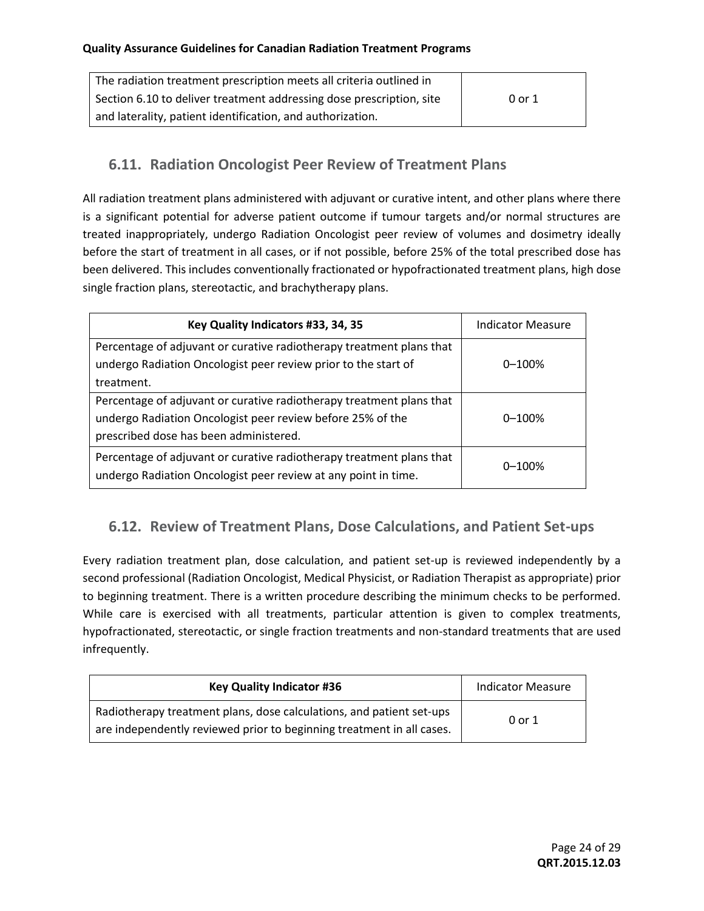| The radiation treatment prescription meets all criteria outlined in Section 6.10 to deliver treatment addressing dose prescription, site and laterality, patient identification, and authorization. | 0 or 1 |
|---|---|

## 6.11. Radiation Oncologist Peer Review of Treatment Plans

All radiation treatment plans administered with adjuvant or curative intent, and other plans where there is a significant potential for adverse patient outcome if tumour targets and/or normal structures are treated inappropriately, undergo Radiation Oncologist peer review of volumes and dosimetry ideally before the start of treatment in all cases, or if not possible, before 25% of the total prescribed dose has been delivered. This includes conventionally fractionated or hypofractionated treatment plans, high dose single fraction plans, stereotactic, and brachytherapy plans.

| Key Quality Indicators #33, 34, 35 | Indicator Measure |
|---|---|
| Percentage of adjuvant or curative radiotherapy treatment plans that undergo Radiation Oncologist peer review prior to the start of treatment. | 0–100% |
| Percentage of adjuvant or curative radiotherapy treatment plans that undergo Radiation Oncologist peer review before 25% of the prescribed dose has been administered. | 0–100% |
| Percentage of adjuvant or curative radiotherapy treatment plans that undergo Radiation Oncologist peer review at any point in time. | 0–100% |

## 6.12. Review of Treatment Plans, Dose Calculations, and Patient Set-ups

Every radiation treatment plan, dose calculation, and patient set-up is reviewed independently by a second professional (Radiation Oncologist, Medical Physicist, or Radiation Therapist as appropriate) prior to beginning treatment. There is a written procedure describing the minimum checks to be performed. While care is exercised with all treatments, particular attention is given to complex treatments, hypofractionated, stereotactic, or single fraction treatments and non-standard treatments that are used infrequently.

| Key Quality Indicator #36 | Indicator Measure |
|---|---|
| Radiotherapy treatment plans, dose calculations, and patient set-ups are independently reviewed prior to beginning treatment in all cases. | 0 or 1 |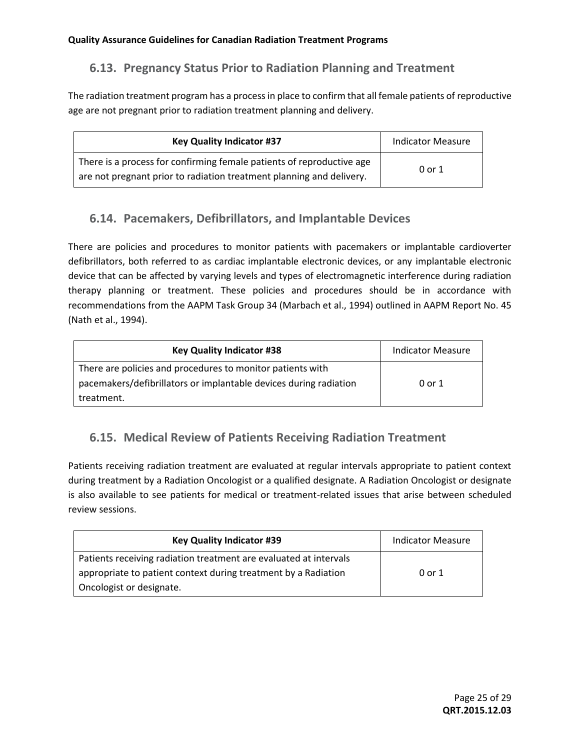## 6.13. Pregnancy Status Prior to Radiation Planning and Treatment

The radiation treatment program has a process in place to confirm that all female patients of reproductive age are not pregnant prior to radiation treatment planning and delivery.

| Key Quality Indicator #37 | Indicator Measure |
|---|---|
| There is a process for confirming female patients of reproductive age are not pregnant prior to radiation treatment planning and delivery. | 0 or 1 |

## 6.14. Pacemakers, Defibrillators, and Implantable Devices

There are policies and procedures to monitor patients with pacemakers or implantable cardioverter defibrillators, both referred to as cardiac implantable electronic devices, or any implantable electronic device that can be affected by varying levels and types of electromagnetic interference during radiation therapy planning or treatment. These policies and procedures should be in accordance with recommendations from the AAPM Task Group 34 (Marbach et al., 1994) outlined in AAPM Report No. 45 (Nath et al., 1994).

| Key Quality Indicator #38 | Indicator Measure |
|---|---|
| There are policies and procedures to monitor patients with pacemakers/defibrillators or implantable devices during radiation treatment. | 0 or 1 |

## 6.15. Medical Review of Patients Receiving Radiation Treatment

Patients receiving radiation treatment are evaluated at regular intervals appropriate to patient context during treatment by a Radiation Oncologist or a qualified designate. A Radiation Oncologist or designate is also available to see patients for medical or treatment-related issues that arise between scheduled review sessions.

| Key Quality Indicator #39 | Indicator Measure |
|---|---|
| Patients receiving radiation treatment are evaluated at intervals appropriate to patient context during treatment by a Radiation Oncologist or designate. | 0 or 1 |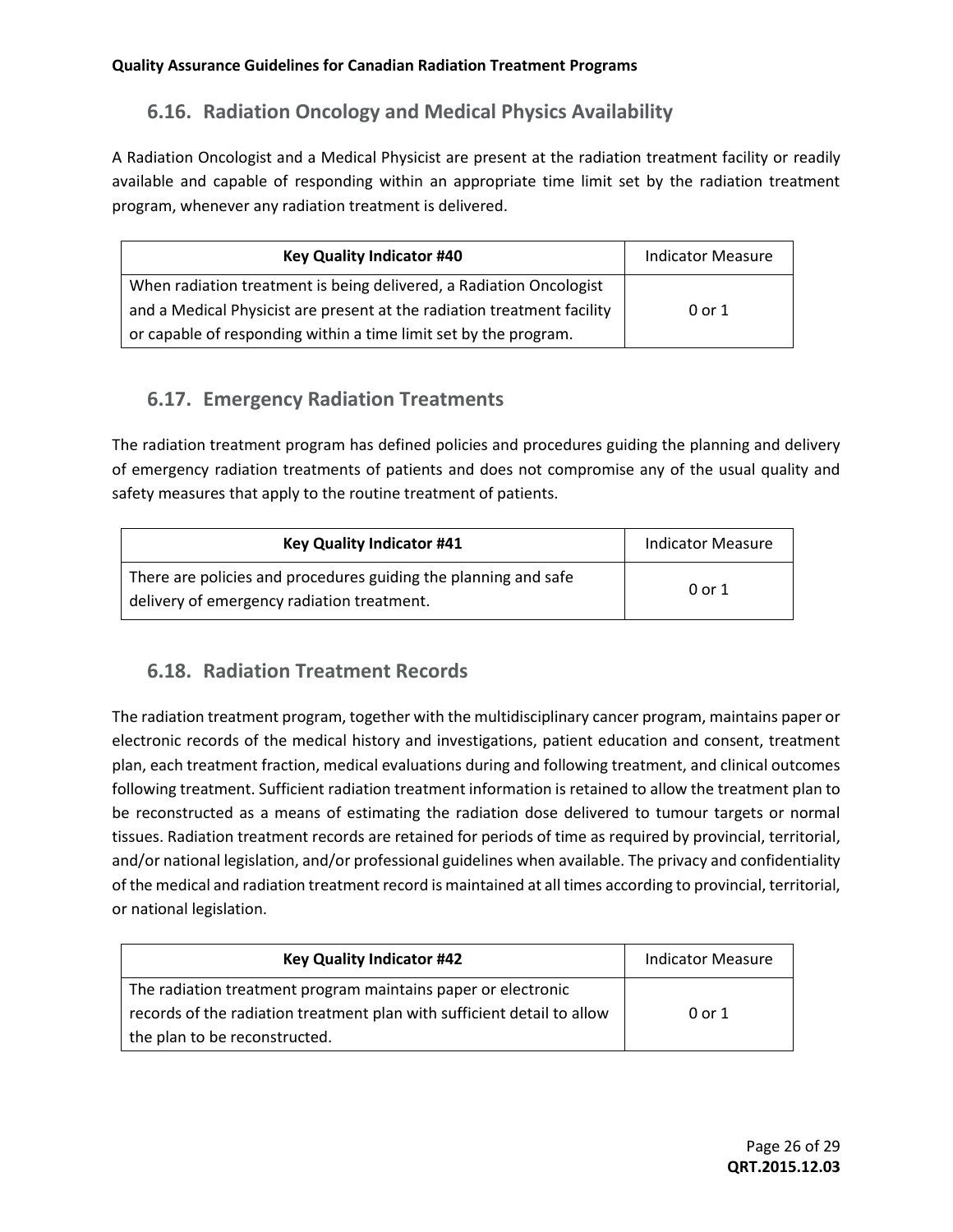## 6.16. Radiation Oncology and Medical Physics Availability

A Radiation Oncologist and a Medical Physicist are present at the radiation treatment facility or readily available and capable of responding within an appropriate time limit set by the radiation treatment program, whenever any radiation treatment is delivered.

| Key Quality Indicator #40 | Indicator Measure |
| --- | --- |
| When radiation treatment is being delivered, a Radiation Oncologist and a Medical Physicist are present at the radiation treatment facility or capable of responding within a time limit set by the program. | 0 or 1 |

## 6.17. Emergency Radiation Treatments

The radiation treatment program has defined policies and procedures guiding the planning and delivery of emergency radiation treatments of patients and does not compromise any of the usual quality and safety measures that apply to the routine treatment of patients.

| Key Quality Indicator #41 | Indicator Measure |
| --- | --- |
| There are policies and procedures guiding the planning and safe delivery of emergency radiation treatment. | 0 or 1 |

## 6.18. Radiation Treatment Records

The radiation treatment program, together with the multidisciplinary cancer program, maintains paper or electronic records of the medical history and investigations, patient education and consent, treatment plan, each treatment fraction, medical evaluations during and following treatment, and clinical outcomes following treatment. Sufficient radiation treatment information is retained to allow the treatment plan to be reconstructed as a means of estimating the radiation dose delivered to tumour targets or normal tissues. Radiation treatment records are retained for periods of time as required by provincial, territorial, and/or national legislation, and/or professional guidelines when available. The privacy and confidentiality of the medical and radiation treatment record is maintained at all times according to provincial, territorial, or national legislation.

| Key Quality Indicator #42 | Indicator Measure |
| --- | --- |
| The radiation treatment program maintains paper or electronic records of the radiation treatment plan with sufficient detail to allow the plan to be reconstructed. | 0 or 1 |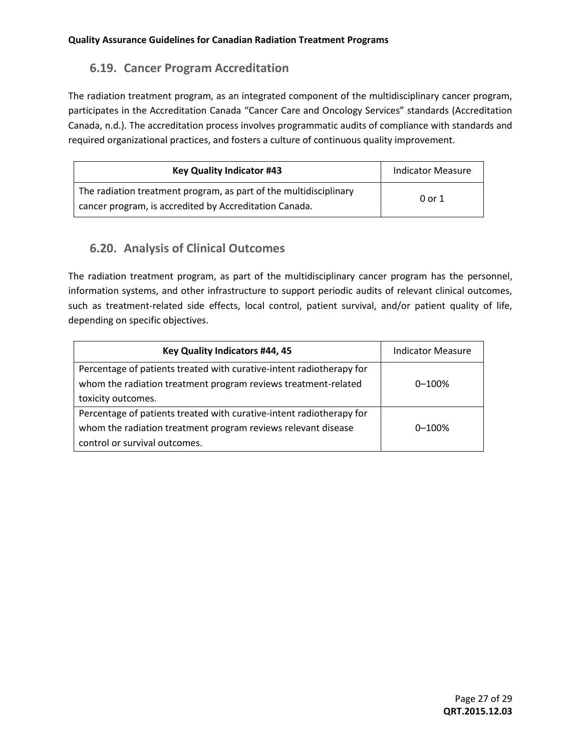## 6.19. Cancer Program Accreditation

The radiation treatment program, as an integrated component of the multidisciplinary cancer program, participates in the Accreditation Canada "Cancer Care and Oncology Services" standards (Accreditation Canada, n.d.). The accreditation process involves programmatic audits of compliance with standards and required organizational practices, and fosters a culture of continuous quality improvement.

| **Key Quality Indicator #43** | Indicator Measure |
| --- | --- |
| The radiation treatment program, as part of the multidisciplinary cancer program, is accredited by Accreditation Canada. | 0 or 1 |

## 6.20. Analysis of Clinical Outcomes

The radiation treatment program, as part of the multidisciplinary cancer program has the personnel, information systems, and other infrastructure to support periodic audits of relevant clinical outcomes, such as treatment-related side effects, local control, patient survival, and/or patient quality of life, depending on specific objectives.

| **Key Quality Indicators #44, 45** | Indicator Measure |
| --- | --- |
| Percentage of patients treated with curative-intent radiotherapy for whom the radiation treatment program reviews treatment-related toxicity outcomes. | 0–100% |
| Percentage of patients treated with curative-intent radiotherapy for whom the radiation treatment program reviews relevant disease control or survival outcomes. | 0–100% |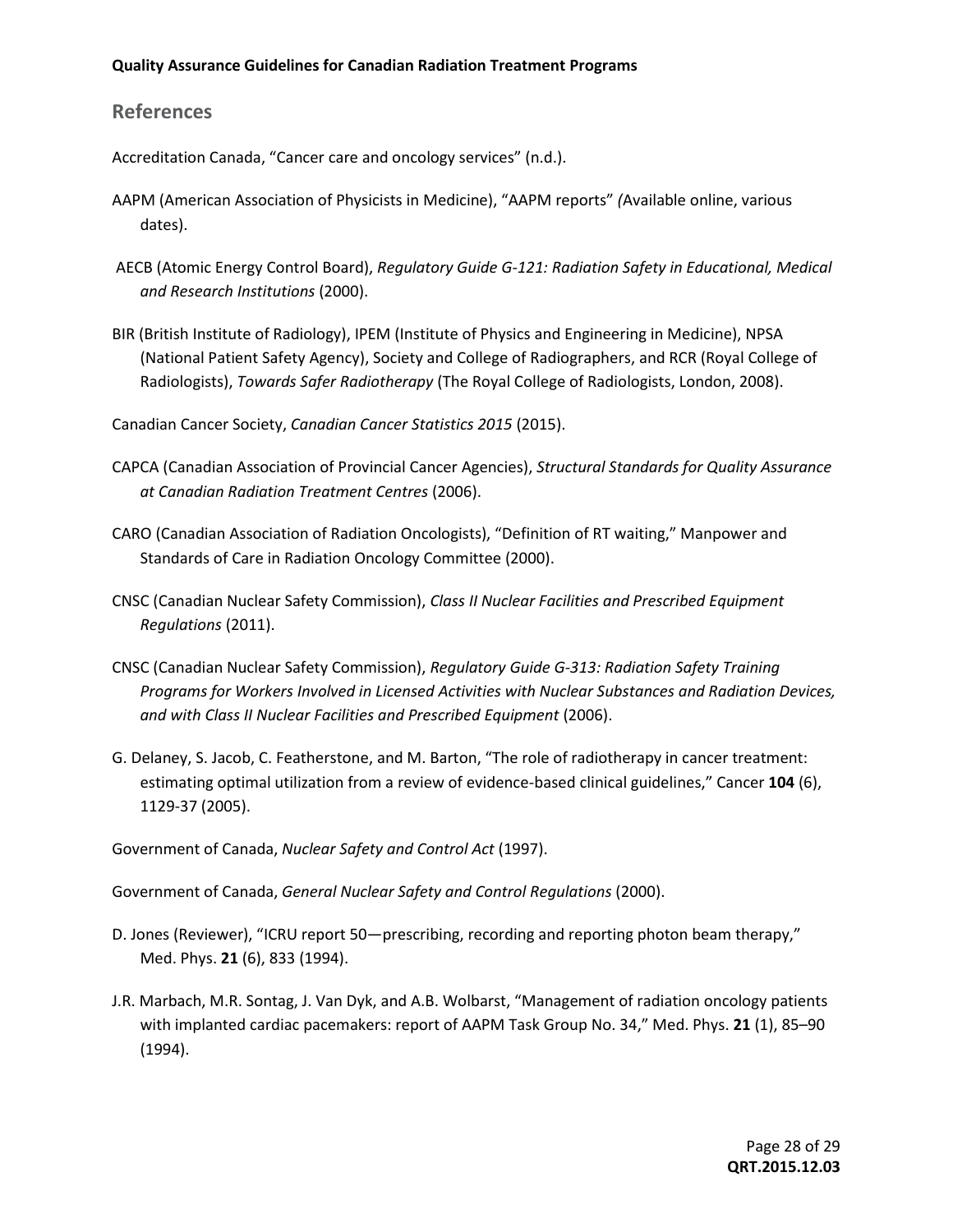## References

Accreditation Canada, "Cancer care and oncology services" (n.d.).

AAPM (American Association of Physicists in Medicine), "AAPM reports" *(*Available online, various dates).

AECB (Atomic Energy Control Board), *Regulatory Guide G-121: Radiation Safety in Educational, Medical and Research Institutions* (2000).

BIR (British Institute of Radiology), IPEM (Institute of Physics and Engineering in Medicine), NPSA (National Patient Safety Agency), Society and College of Radiographers, and RCR (Royal College of Radiologists), *Towards Safer Radiotherapy* (The Royal College of Radiologists, London, 2008).

Canadian Cancer Society, *Canadian Cancer Statistics 2015* (2015).

CAPCA (Canadian Association of Provincial Cancer Agencies), *Structural Standards for Quality Assurance at Canadian Radiation Treatment Centres* (2006).

CARO (Canadian Association of Radiation Oncologists), "Definition of RT waiting," Manpower and Standards of Care in Radiation Oncology Committee (2000).

CNSC (Canadian Nuclear Safety Commission), *Class II Nuclear Facilities and Prescribed Equipment Regulations* (2011).

CNSC (Canadian Nuclear Safety Commission), *Regulatory Guide G-313: Radiation Safety Training Programs for Workers Involved in Licensed Activities with Nuclear Substances and Radiation Devices, and with Class II Nuclear Facilities and Prescribed Equipment* (2006).

G. Delaney, S. Jacob, C. Featherstone, and M. Barton, "The role of radiotherapy in cancer treatment: estimating optimal utilization from a review of evidence-based clinical guidelines," Cancer **104** (6), 1129-37 (2005).

Government of Canada, *Nuclear Safety and Control Act* (1997).

Government of Canada, *General Nuclear Safety and Control Regulations* (2000).

D. Jones (Reviewer), "ICRU report 50—prescribing, recording and reporting photon beam therapy," Med. Phys. **21** (6), 833 (1994).

J.R. Marbach, M.R. Sontag, J. Van Dyk, and A.B. Wolbarst, "Management of radiation oncology patients with implanted cardiac pacemakers: report of AAPM Task Group No. 34," Med. Phys. **21** (1), 85–90 (1994).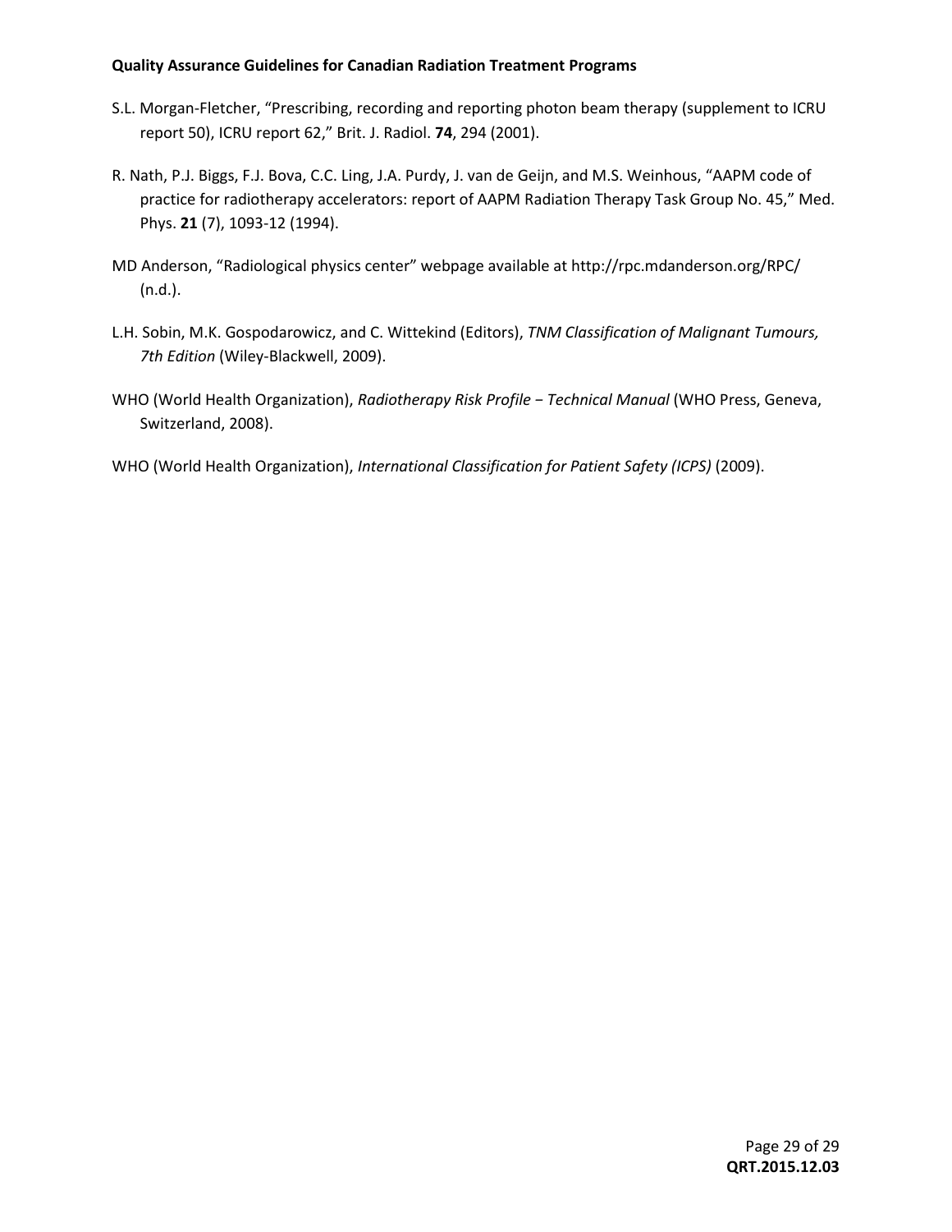S.L. Morgan-Fletcher, "Prescribing, recording and reporting photon beam therapy (supplement to ICRU report 50), ICRU report 62," Brit. J. Radiol. **74**, 294 (2001).

R. Nath, P.J. Biggs, F.J. Bova, C.C. Ling, J.A. Purdy, J. van de Geijn, and M.S. Weinhous, "AAPM code of practice for radiotherapy accelerators: report of AAPM Radiation Therapy Task Group No. 45," Med. Phys. **21** (7), 1093-12 (1994).

MD Anderson, "Radiological physics center" webpage available at http://rpc.mdanderson.org/RPC/ (n.d.).

L.H. Sobin, M.K. Gospodarowicz, and C. Wittekind (Editors), *TNM Classification of Malignant Tumours, 7th Edition* (Wiley-Blackwell, 2009).

WHO (World Health Organization), *Radiotherapy Risk Profile − Technical Manual* (WHO Press, Geneva, Switzerland, 2008).

WHO (World Health Organization), *International Classification for Patient Safety (ICPS)* (2009).